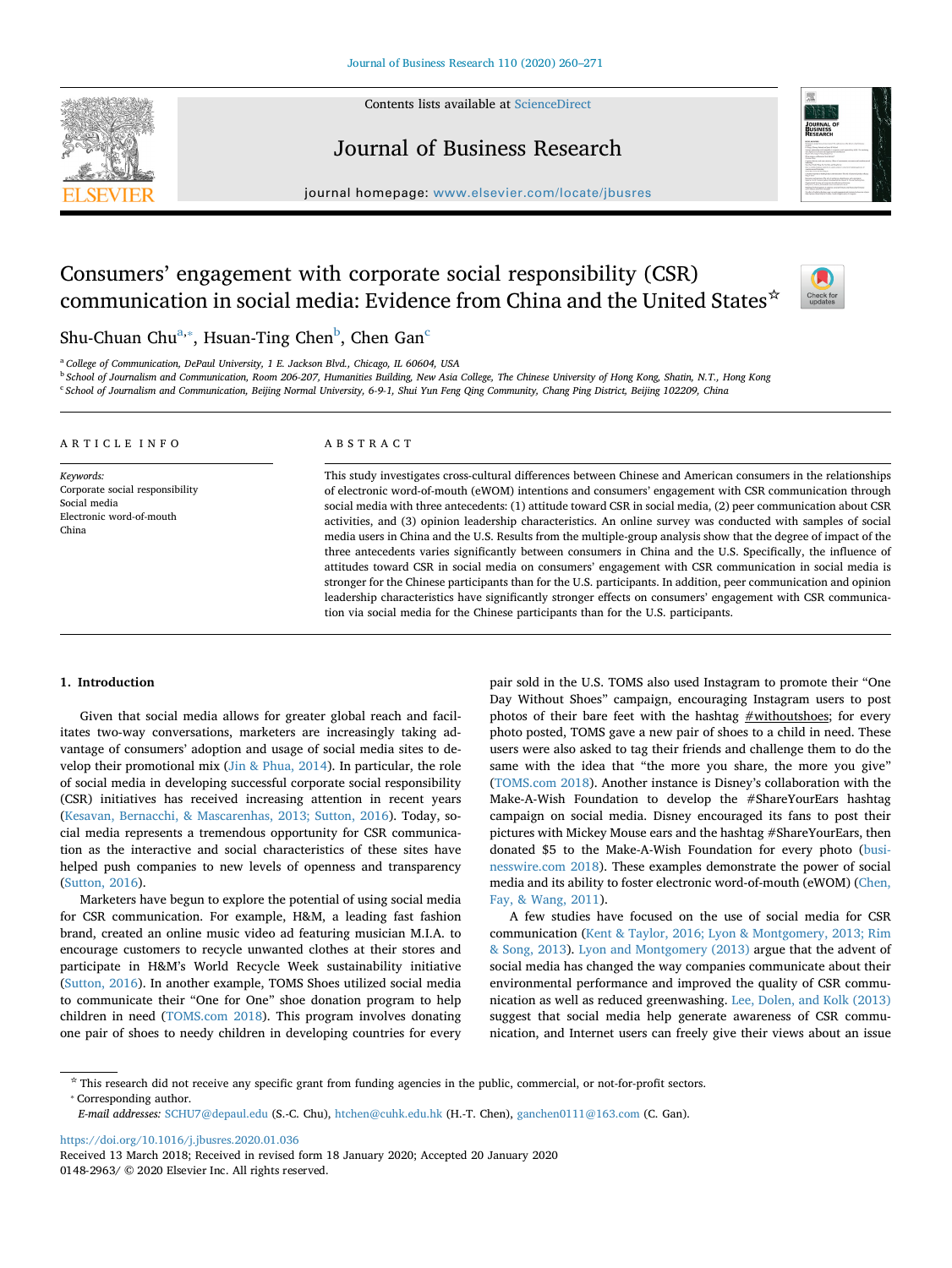# Consumers' engagement with corporate social responsibility (CSR) communication in social media: Evidence from China and the United States ☆

Shu-Chuan Chu[a,*], Hsuan-Ting Chen[b], Chen Gan[c]

[a] College of Communication, DePaul University, 1 E. Jackson Blvd., Chicago, IL 60604, USA
[b] School of Journalism and Communication, Room 206-207, Humanities Building, New Asia College, The Chinese University of Hong Kong, Shatin, N.T., Hong Kong
[c] School of Journalism and Communication, Beijing Normal University, 6-9-1, Shui Yun Feng Qing Community, Chang Ping District, Beijing 102209, China

## ARTICLE INFO

*Keywords:*
Corporate social responsibility
Social media
Electronic word-of-mouth
China

## ABSTRACT

This study investigates cross-cultural differences between Chinese and American consumers in the relationships of electronic word-of-mouth (eWOM) intentions and consumers' engagement with CSR communication through social media with three antecedents: (1) attitude toward CSR in social media, (2) peer communication about CSR activities, and (3) opinion leadership characteristics. An online survey was conducted with samples of social media users in China and the U.S. Results from the multiple-group analysis show that the degree of impact of the three antecedents varies significantly between consumers in China and the U.S. Specifically, the influence of attitudes toward CSR in social media on consumers' engagement with CSR communication in social media is stronger for the Chinese participants than for the U.S. participants. In addition, peer communication and opinion leadership characteristics have significantly stronger effects on consumers' engagement with CSR communication via social media for the Chinese participants than for the U.S. participants.

## 1. Introduction

Given that social media allows for greater global reach and facilitates two-way conversations, marketers are increasingly taking advantage of consumers' adoption and usage of social media sites to develop their promotional mix (Jin & Phua, 2014). In particular, the role of social media in developing successful corporate social responsibility (CSR) initiatives has received increasing attention in recent years (Kesavan, Bernacchi, & Mascarenhas, 2013; Sutton, 2016). Today, social media represents a tremendous opportunity for CSR communication as the interactive and social characteristics of these sites have helped push companies to new levels of openness and transparency (Sutton, 2016).

Marketers have begun to explore the potential of using social media for CSR communication. For example, H&M, a leading fast fashion brand, created an online music video ad featuring musician M.I.A. to encourage customers to recycle unwanted clothes at their stores and participate in H&M's World Recycle Week sustainability initiative (Sutton, 2016). In another example, TOMS Shoes utilized social media to communicate their "One for One" shoe donation program to help children in need (TOMS.com 2018). This program involves donating one pair of shoes to needy children in developing countries for every pair sold in the U.S. TOMS also used Instagram to promote their "One Day Without Shoes" campaign, encouraging Instagram users to post photos of their bare feet with the hashtag #withoutshoes; for every photo posted, TOMS gave a new pair of shoes to a child in need. These users were also asked to tag their friends and challenge them to do the same with the idea that "the more you share, the more you give" (TOMS.com 2018). Another instance is Disney's collaboration with the Make-A-Wish Foundation to develop the #ShareYourEars hashtag campaign on social media. Disney encouraged its fans to post their pictures with Mickey Mouse ears and the hashtag #ShareYourEars, then donated $5 to the Make-A-Wish Foundation for every photo (businesswire.com 2018). These examples demonstrate the power of social media and its ability to foster electronic word-of-mouth (eWOM) (Chen, Fay, & Wang, 2011).

A few studies have focused on the use of social media for CSR communication (Kent & Taylor, 2016; Lyon & Montgomery, 2013; Rim & Song, 2013). Lyon and Montgomery (2013) argue that the advent of social media has changed the way companies communicate about their environmental performance and improved the quality of CSR communication as well as reduced greenwashing. Lee, Dolen, and Kolk (2013) suggest that social media help generate awareness of CSR communication, and Internet users can freely give their views about an issue

---

☆ This research did not receive any specific grant from funding agencies in the public, commercial, or not-for-profit sectors.
* Corresponding author.
*E-mail addresses:* SCHU7@depaul.edu (S.-C. Chu), htchen@cuhk.edu.hk (H.-T. Chen), ganchen0111@163.com (C. Gan).

https://doi.org/10.1016/j.jbusres.2020.01.036
Received 13 March 2018; Received in revised form 18 January 2020; Accepted 20 January 2020
0148-2963/ © 2020 Elsevier Inc. All rights reserved.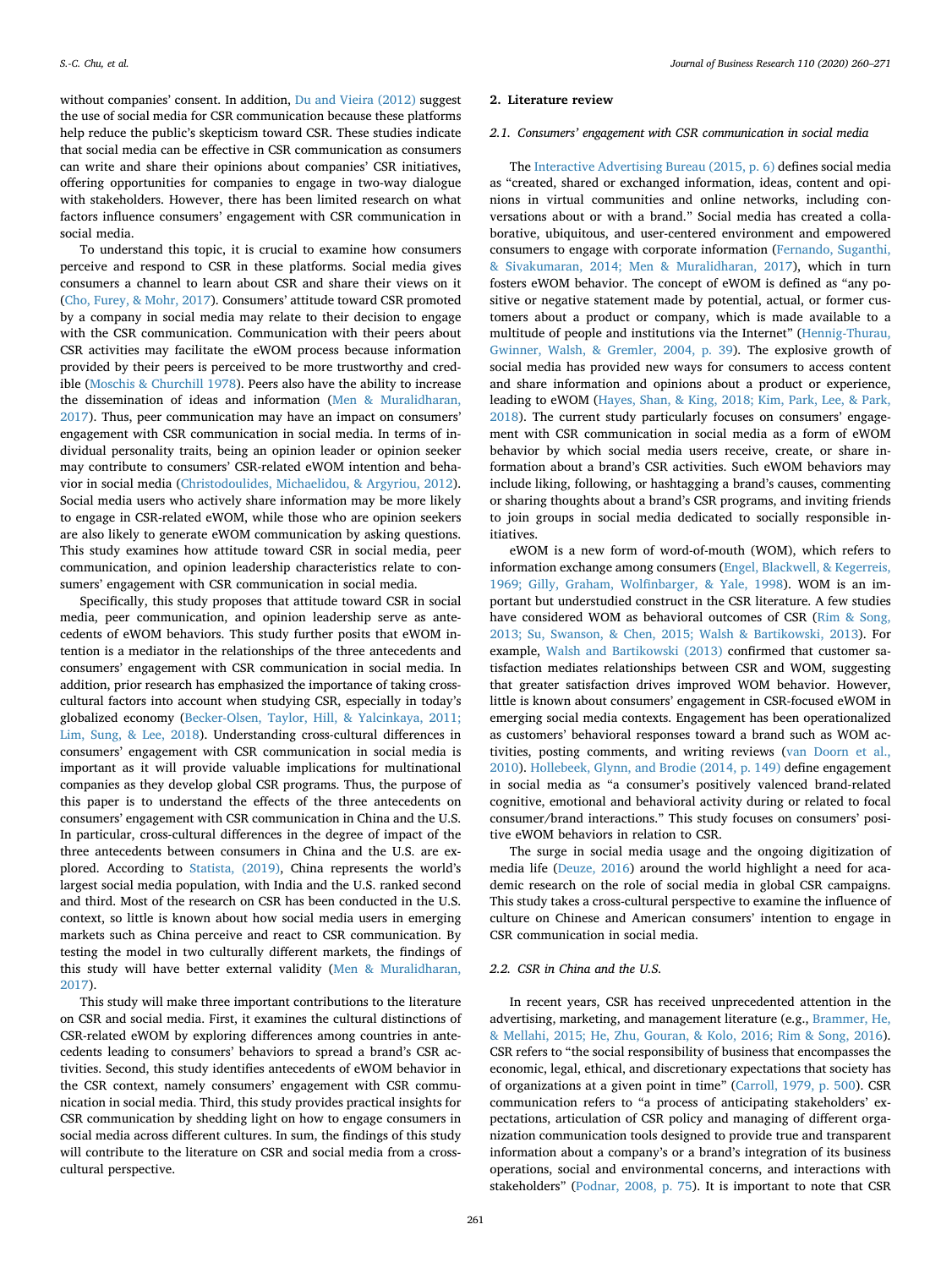without companies' consent. In addition, Du and Vieira (2012) suggest the use of social media for CSR communication because these platforms help reduce the public's skepticism toward CSR. These studies indicate that social media can be effective in CSR communication as consumers can write and share their opinions about companies' CSR initiatives, offering opportunities for companies to engage in two-way dialogue with stakeholders. However, there has been limited research on what factors influence consumers' engagement with CSR communication in social media.

To understand this topic, it is crucial to examine how consumers perceive and respond to CSR in these platforms. Social media gives consumers a channel to learn about CSR and share their views on it (Cho, Furey, & Mohr, 2017). Consumers' attitude toward CSR promoted by a company in social media may relate to their decision to engage with the CSR communication. Communication with their peers about CSR activities may facilitate the eWOM process because information provided by their peers is perceived to be more trustworthy and credible (Moschis & Churchill 1978). Peers also have the ability to increase the dissemination of ideas and information (Men & Muralidharan, 2017). Thus, peer communication may have an impact on consumers' engagement with CSR communication in social media. In terms of individual personality traits, being an opinion leader or opinion seeker may contribute to consumers' CSR-related eWOM intention and behavior in social media (Christodoulides, Michaelidou, & Argyriou, 2012). Social media users who actively share information may be more likely to engage in CSR-related eWOM, while those who are opinion seekers are also likely to generate eWOM communication by asking questions. This study examines how attitude toward CSR in social media, peer communication, and opinion leadership characteristics relate to consumers' engagement with CSR communication in social media.

Specifically, this study proposes that attitude toward CSR in social media, peer communication, and opinion leadership serve as antecedents of eWOM behaviors. This study further posits that eWOM intention is a mediator in the relationships of the three antecedents and consumers' engagement with CSR communication in social media. In addition, prior research has emphasized the importance of taking cross-cultural factors into account when studying CSR, especially in today's globalized economy (Becker-Olsen, Taylor, Hill, & Yalcinkaya, 2011; Lim, Sung, & Lee, 2018). Understanding cross-cultural differences in consumers' engagement with CSR communication in social media is important as it will provide valuable implications for multinational companies as they develop global CSR programs. Thus, the purpose of this paper is to understand the effects of the three antecedents on consumers' engagement with CSR communication in China and the U.S. In particular, cross-cultural differences in the degree of impact of the three antecedents between consumers in China and the U.S. are explored. According to Statista, (2019), China represents the world's largest social media population, with India and the U.S. ranked second and third. Most of the research on CSR has been conducted in the U.S. context, so little is known about how social media users in emerging markets such as China perceive and react to CSR communication. By testing the model in two culturally different markets, the findings of this study will have better external validity (Men & Muralidharan, 2017).

This study will make three important contributions to the literature on CSR and social media. First, it examines the cultural distinctions of CSR-related eWOM by exploring differences among countries in antecedents leading to consumers' behaviors to spread a brand's CSR activities. Second, this study identifies antecedents of eWOM behavior in the CSR context, namely consumers' engagement with CSR communication in social media. Third, this study provides practical insights for CSR communication by shedding light on how to engage consumers in social media across different cultures. In sum, the findings of this study will contribute to the literature on CSR and social media from a cross-cultural perspective.

## 2. Literature review

### 2.1. Consumers' engagement with CSR communication in social media

The Interactive Advertising Bureau (2015, p. 6) defines social media as "created, shared or exchanged information, ideas, content and opinions in virtual communities and online networks, including conversations about or with a brand." Social media has created a collaborative, ubiquitous, and user-centered environment and empowered consumers to engage with corporate information (Fernando, Suganthi, & Sivakumaran, 2014; Men & Muralidharan, 2017), which in turn fosters eWOM behavior. The concept of eWOM is defined as "any positive or negative statement made by potential, actual, or former customers about a product or company, which is made available to a multitude of people and institutions via the Internet" (Hennig-Thurau, Gwinner, Walsh, & Gremler, 2004, p. 39). The explosive growth of social media has provided new ways for consumers to access content and share information and opinions about a product or experience, leading to eWOM (Hayes, Shan, & King, 2018; Kim, Park, Lee, & Park, 2018). The current study particularly focuses on consumers' engagement with CSR communication in social media as a form of eWOM behavior by which social media users receive, create, or share information about a brand's CSR activities. Such eWOM behaviors may include liking, following, or hashtagging a brand's causes, commenting or sharing thoughts about a brand's CSR programs, and inviting friends to join groups in social media dedicated to socially responsible initiatives.

eWOM is a new form of word-of-mouth (WOM), which refers to information exchange among consumers (Engel, Blackwell, & Kegerreis, 1969; Gilly, Graham, Wolfinbarger, & Yale, 1998). WOM is an important but understudied construct in the CSR literature. A few studies have considered WOM as behavioral outcomes of CSR (Rim & Song, 2013; Su, Swanson, & Chen, 2015; Walsh & Bartikowski, 2013). For example, Walsh and Bartikowski (2013) confirmed that customer satisfaction mediates relationships between CSR and WOM, suggesting that greater satisfaction drives improved WOM behavior. However, little is known about consumers' engagement in CSR-focused eWOM in emerging social media contexts. Engagement has been operationalized as customers' behavioral responses toward a brand such as WOM activities, posting comments, and writing reviews (van Doorn et al., 2010). Hollebeek, Glynn, and Brodie (2014, p. 149) define engagement in social media as "a consumer's positively valenced brand-related cognitive, emotional and behavioral activity during or related to focal consumer/brand interactions." This study focuses on consumers' positive eWOM behaviors in relation to CSR.

The surge in social media usage and the ongoing digitization of media life (Deuze, 2016) around the world highlight a need for academic research on the role of social media in global CSR campaigns. This study takes a cross-cultural perspective to examine the influence of culture on Chinese and American consumers' intention to engage in CSR communication in social media.

### 2.2. CSR in China and the U.S.

In recent years, CSR has received unprecedented attention in the advertising, marketing, and management literature (e.g., Brammer, He, & Mellahi, 2015; He, Zhu, Gouran, & Kolo, 2016; Rim & Song, 2016). CSR refers to "the social responsibility of business that encompasses the economic, legal, ethical, and discretionary expectations that society has of organizations at a given point in time" (Carroll, 1979, p. 500). CSR communication refers to "a process of anticipating stakeholders' expectations, articulation of CSR policy and managing of different organization communication tools designed to provide true and transparent information about a company's or a brand's integration of its business operations, social and environmental concerns, and interactions with stakeholders" (Podnar, 2008, p. 75). It is important to note that CSR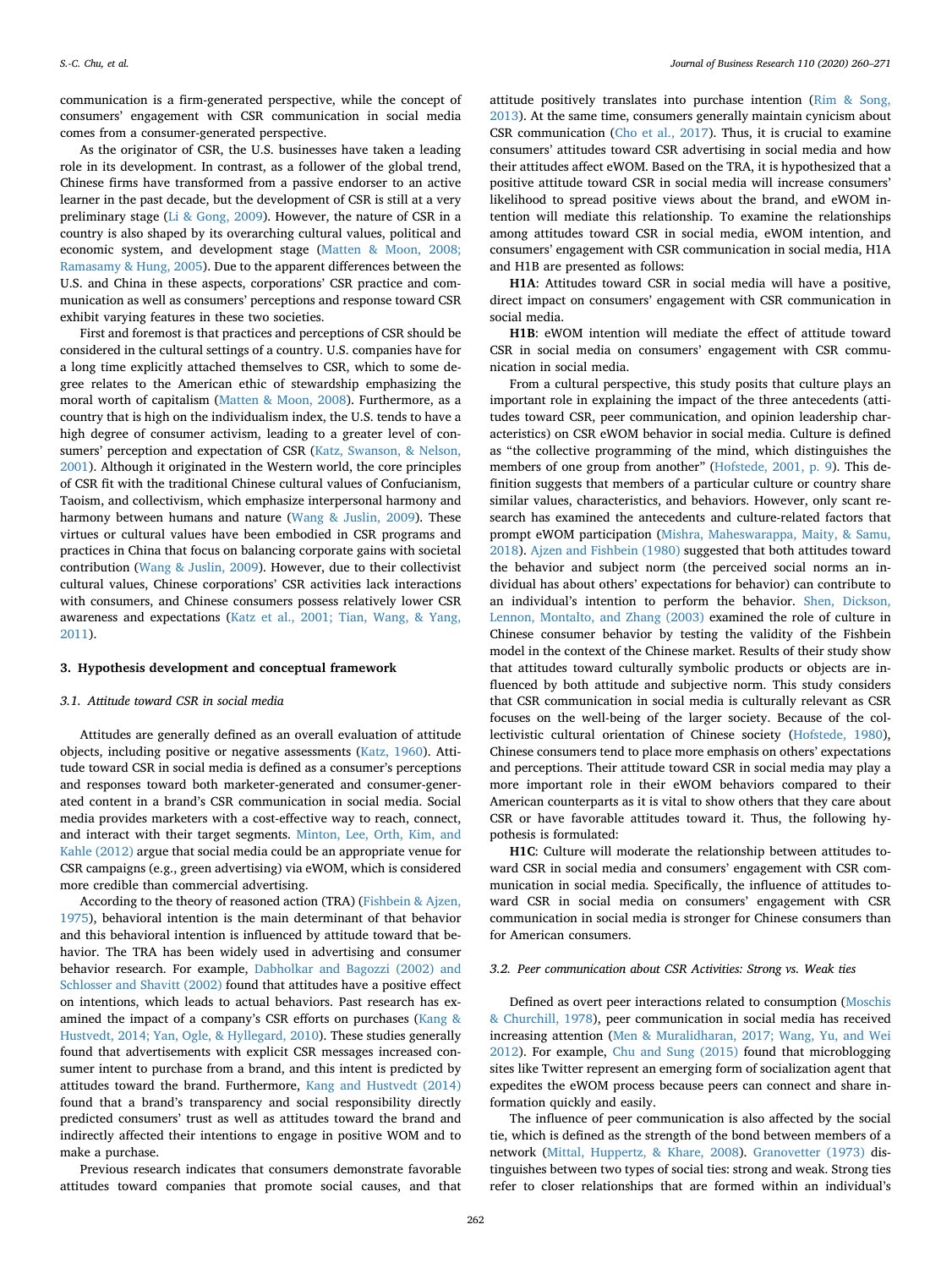communication is a firm-generated perspective, while the concept of consumers' engagement with CSR communication in social media comes from a consumer-generated perspective.

As the originator of CSR, the U.S. businesses have taken a leading role in its development. In contrast, as a follower of the global trend, Chinese firms have transformed from a passive endorser to an active learner in the past decade, but the development of CSR is still at a very preliminary stage (Li & Gong, 2009). However, the nature of CSR in a country is also shaped by its overarching cultural values, political and economic system, and development stage (Matten & Moon, 2008; Ramasamy & Hung, 2005). Due to the apparent differences between the U.S. and China in these aspects, corporations' CSR practice and communication as well as consumers' perceptions and response toward CSR exhibit varying features in these two societies.

First and foremost is that practices and perceptions of CSR should be considered in the cultural settings of a country. U.S. companies have for a long time explicitly attached themselves to CSR, which to some degree relates to the American ethic of stewardship emphasizing the moral worth of capitalism (Matten & Moon, 2008). Furthermore, as a country that is high on the individualism index, the U.S. tends to have a high degree of consumer activism, leading to a greater level of consumers' perception and expectation of CSR (Katz, Swanson, & Nelson, 2001). Although it originated in the Western world, the core principles of CSR fit with the traditional Chinese cultural values of Confucianism, Taoism, and collectivism, which emphasize interpersonal harmony and harmony between humans and nature (Wang & Juslin, 2009). These virtues or cultural values have been embodied in CSR programs and practices in China that focus on balancing corporate gains with societal contribution (Wang & Juslin, 2009). However, due to their collectivist cultural values, Chinese corporations' CSR activities lack interactions with consumers, and Chinese consumers possess relatively lower CSR awareness and expectations (Katz et al., 2001; Tian, Wang, & Yang, 2011).

## 3. Hypothesis development and conceptual framework

### 3.1. Attitude toward CSR in social media

Attitudes are generally defined as an overall evaluation of attitude objects, including positive or negative assessments (Katz, 1960). Attitude toward CSR in social media is defined as a consumer's perceptions and responses toward both marketer-generated and consumer-generated content in a brand's CSR communication in social media. Social media provides marketers with a cost-effective way to reach, connect, and interact with their target segments. Minton, Lee, Orth, Kim, and Kahle (2012) argue that social media could be an appropriate venue for CSR campaigns (e.g., green advertising) via eWOM, which is considered more credible than commercial advertising.

According to the theory of reasoned action (TRA) (Fishbein & Ajzen, 1975), behavioral intention is the main determinant of that behavior and this behavioral intention is influenced by attitude toward that behavior. The TRA has been widely used in advertising and consumer behavior research. For example, Dabholkar and Bagozzi (2002) and Schlosser and Shavitt (2002) found that attitudes have a positive effect on intentions, which leads to actual behaviors. Past research has examined the impact of a company's CSR efforts on purchases (Kang & Hustvedt, 2014; Yan, Ogle, & Hyllegard, 2010). These studies generally found that advertisements with explicit CSR messages increased consumer intent to purchase from a brand, and this intent is predicted by attitudes toward the brand. Furthermore, Kang and Hustvedt (2014) found that a brand's transparency and social responsibility directly predicted consumers' trust as well as attitudes toward the brand and indirectly affected their intentions to engage in positive WOM and to make a purchase.

Previous research indicates that consumers demonstrate favorable attitudes toward companies that promote social causes, and that attitude positively translates into purchase intention (Rim & Song, 2013). At the same time, consumers generally maintain cynicism about CSR communication (Cho et al., 2017). Thus, it is crucial to examine consumers' attitudes toward CSR advertising in social media and how their attitudes affect eWOM. Based on the TRA, it is hypothesized that a positive attitude toward CSR in social media will increase consumers' likelihood to spread positive views about the brand, and eWOM intention will mediate this relationship. To examine the relationships among attitudes toward CSR in social media, eWOM intention, and consumers' engagement with CSR communication in social media, H1A and H1B are presented as follows:

**H1A**: Attitudes toward CSR in social media will have a positive, direct impact on consumers' engagement with CSR communication in social media.

**H1B**: eWOM intention will mediate the effect of attitude toward CSR in social media on consumers' engagement with CSR communication in social media.

From a cultural perspective, this study posits that culture plays an important role in explaining the impact of the three antecedents (attitudes toward CSR, peer communication, and opinion leadership characteristics) on CSR eWOM behavior in social media. Culture is defined as "the collective programming of the mind, which distinguishes the members of one group from another" (Hofstede, 2001, p. 9). This definition suggests that members of a particular culture or country share similar values, characteristics, and behaviors. However, only scant research has examined the antecedents and culture-related factors that prompt eWOM participation (Mishra, Maheswarappa, Maity, & Samu, 2018). Ajzen and Fishbein (1980) suggested that both attitudes toward the behavior and subject norm (the perceived social norms an individual has about others' expectations for behavior) can contribute to an individual's intention to perform the behavior. Shen, Dickson, Lennon, Montalto, and Zhang (2003) examined the role of culture in Chinese consumer behavior by testing the validity of the Fishbein model in the context of the Chinese market. Results of their study show that attitudes toward culturally symbolic products or objects are influenced by both attitude and subjective norm. This study considers that CSR communication in social media is culturally relevant as CSR focuses on the well-being of the larger society. Because of the collectivistic cultural orientation of Chinese society (Hofstede, 1980), Chinese consumers tend to place more emphasis on others' expectations and perceptions. Their attitude toward CSR in social media may play a more important role in their eWOM behaviors compared to their American counterparts as it is vital to show others that they care about CSR or have favorable attitudes toward it. Thus, the following hypothesis is formulated:

**H1C**: Culture will moderate the relationship between attitudes toward CSR in social media and consumers' engagement with CSR communication in social media. Specifically, the influence of attitudes toward CSR in social media on consumers' engagement with CSR communication in social media is stronger for Chinese consumers than for American consumers.

### 3.2. Peer communication about CSR Activities: Strong vs. Weak ties

Defined as overt peer interactions related to consumption (Moschis & Churchill, 1978), peer communication in social media has received increasing attention (Men & Muralidharan, 2017; Wang, Yu, and Wei 2012). For example, Chu and Sung (2015) found that microblogging sites like Twitter represent an emerging form of socialization agent that expedites the eWOM process because peers can connect and share information quickly and easily.

The influence of peer communication is also affected by the social tie, which is defined as the strength of the bond between members of a network (Mittal, Huppertz, & Khare, 2008). Granovetter (1973) distinguishes between two types of social ties: strong and weak. Strong ties refer to closer relationships that are formed within an individual's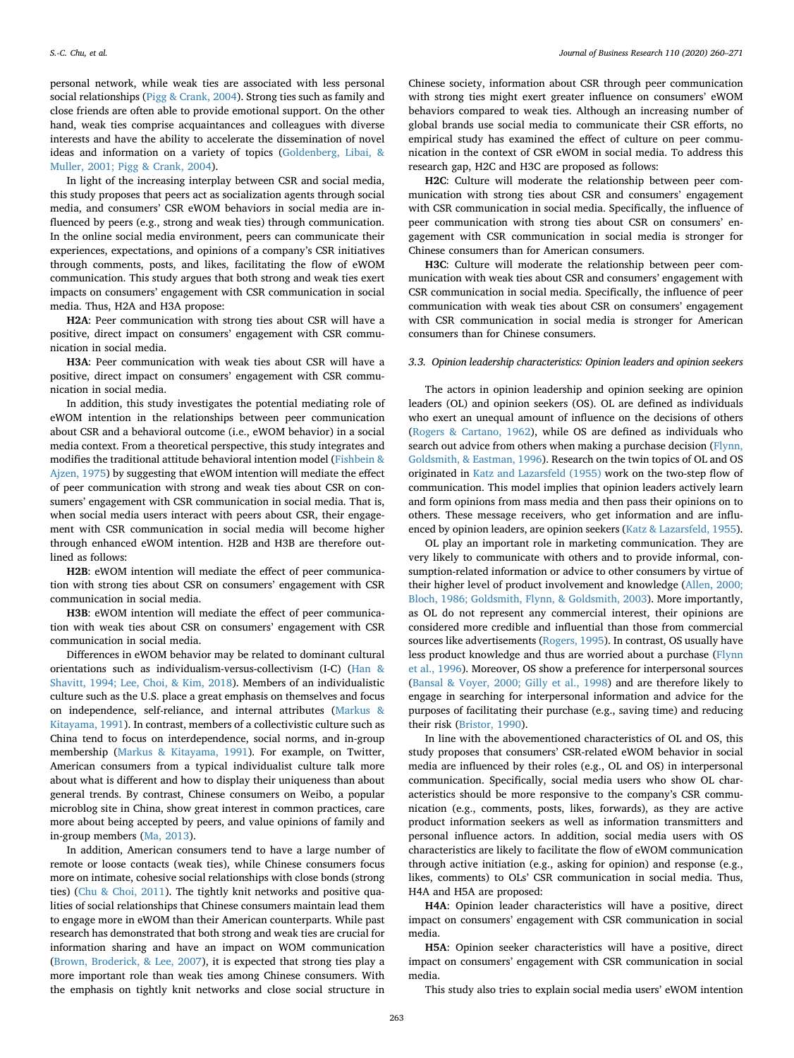personal network, while weak ties are associated with less personal social relationships (Pigg & Crank, 2004). Strong ties such as family and close friends are often able to provide emotional support. On the other hand, weak ties comprise acquaintances and colleagues with diverse interests and have the ability to accelerate the dissemination of novel ideas and information on a variety of topics (Goldenberg, Libai, & Muller, 2001; Pigg & Crank, 2004).

In light of the increasing interplay between CSR and social media, this study proposes that peers act as socialization agents through social media, and consumers' CSR eWOM behaviors in social media are influenced by peers (e.g., strong and weak ties) through communication. In the online social media environment, peers can communicate their experiences, expectations, and opinions of a company's CSR initiatives through comments, posts, and likes, facilitating the flow of eWOM communication. This study argues that both strong and weak ties exert impacts on consumers' engagement with CSR communication in social media. Thus, H2A and H3A propose:

**H2A**: Peer communication with strong ties about CSR will have a positive, direct impact on consumers' engagement with CSR communication in social media.

**H3A**: Peer communication with weak ties about CSR will have a positive, direct impact on consumers' engagement with CSR communication in social media.

In addition, this study investigates the potential mediating role of eWOM intention in the relationships between peer communication about CSR and a behavioral outcome (i.e., eWOM behavior) in a social media context. From a theoretical perspective, this study integrates and modifies the traditional attitude behavioral intention model (Fishbein & Ajzen, 1975) by suggesting that eWOM intention will mediate the effect of peer communication with strong and weak ties about CSR on consumers' engagement with CSR communication in social media. That is, when social media users interact with peers about CSR, their engagement with CSR communication in social media will become higher through enhanced eWOM intention. H2B and H3B are therefore outlined as follows:

**H2B**: eWOM intention will mediate the effect of peer communication with strong ties about CSR on consumers' engagement with CSR communication in social media.

**H3B**: eWOM intention will mediate the effect of peer communication with weak ties about CSR on consumers' engagement with CSR communication in social media.

Differences in eWOM behavior may be related to dominant cultural orientations such as individualism-versus-collectivism (I-C) (Han & Shavitt, 1994; Lee, Choi, & Kim, 2018). Members of an individualistic culture such as the U.S. place a great emphasis on themselves and focus on independence, self-reliance, and internal attributes (Markus & Kitayama, 1991). In contrast, members of a collectivistic culture such as China tend to focus on interdependence, social norms, and in-group membership (Markus & Kitayama, 1991). For example, on Twitter, American consumers from a typical individualist culture talk more about what is different and how to display their uniqueness than about general trends. By contrast, Chinese consumers on Weibo, a popular microblog site in China, show great interest in common practices, care more about being accepted by peers, and value opinions of family and in-group members (Ma, 2013).

In addition, American consumers tend to have a large number of remote or loose contacts (weak ties), while Chinese consumers focus more on intimate, cohesive social relationships with close bonds (strong ties) (Chu & Choi, 2011). The tightly knit networks and positive qualities of social relationships that Chinese consumers maintain lead them to engage more in eWOM than their American counterparts. While past research has demonstrated that both strong and weak ties are crucial for information sharing and have an impact on WOM communication (Brown, Broderick, & Lee, 2007), it is expected that strong ties play a more important role than weak ties among Chinese consumers. With the emphasis on tightly knit networks and close social structure in Chinese society, information about CSR through peer communication with strong ties might exert greater influence on consumers' eWOM behaviors compared to weak ties. Although an increasing number of global brands use social media to communicate their CSR efforts, no empirical study has examined the effect of culture on peer communication in the context of CSR eWOM in social media. To address this research gap, H2C and H3C are proposed as follows:

**H2C**: Culture will moderate the relationship between peer communication with strong ties about CSR and consumers' engagement with CSR communication in social media. Specifically, the influence of peer communication with strong ties about CSR on consumers' engagement with CSR communication in social media is stronger for Chinese consumers than for American consumers.

**H3C**: Culture will moderate the relationship between peer communication with weak ties about CSR and consumers' engagement with CSR communication in social media. Specifically, the influence of peer communication with weak ties about CSR on consumers' engagement with CSR communication in social media is stronger for American consumers than for Chinese consumers.

### 3.3. Opinion leadership characteristics: Opinion leaders and opinion seekers

The actors in opinion leadership and opinion seeking are opinion leaders (OL) and opinion seekers (OS). OL are defined as individuals who exert an unequal amount of influence on the decisions of others (Rogers & Cartano, 1962), while OS are defined as individuals who search out advice from others when making a purchase decision (Flynn, Goldsmith, & Eastman, 1996). Research on the twin topics of OL and OS originated in Katz and Lazarsfeld (1955) work on the two-step flow of communication. This model implies that opinion leaders actively learn and form opinions from mass media and then pass their opinions on to others. These message receivers, who get information and are influenced by opinion leaders, are opinion seekers (Katz & Lazarsfeld, 1955).

OL play an important role in marketing communication. They are very likely to communicate with others and to provide informal, consumption-related information or advice to other consumers by virtue of their higher level of product involvement and knowledge (Allen, 2000; Bloch, 1986; Goldsmith, Flynn, & Goldsmith, 2003). More importantly, as OL do not represent any commercial interest, their opinions are considered more credible and influential than those from commercial sources like advertisements (Rogers, 1995). In contrast, OS usually have less product knowledge and thus are worried about a purchase (Flynn et al., 1996). Moreover, OS show a preference for interpersonal sources (Bansal & Voyer, 2000; Gilly et al., 1998) and are therefore likely to engage in searching for interpersonal information and advice for the purposes of facilitating their purchase (e.g., saving time) and reducing their risk (Bristor, 1990).

In line with the abovementioned characteristics of OL and OS, this study proposes that consumers' CSR-related eWOM behavior in social media are influenced by their roles (e.g., OL and OS) in interpersonal communication. Specifically, social media users who show OL characteristics should be more responsive to the company's CSR communication (e.g., comments, posts, likes, forwards), as they are active product information seekers as well as information transmitters and personal influence actors. In addition, social media users with OS characteristics are likely to facilitate the flow of eWOM communication through active initiation (e.g., asking for opinion) and response (e.g., likes, comments) to OLs' CSR communication in social media. Thus, H4A and H5A are proposed:

**H4A**: Opinion leader characteristics will have a positive, direct impact on consumers' engagement with CSR communication in social media.

**H5A**: Opinion seeker characteristics will have a positive, direct impact on consumers' engagement with CSR communication in social media.

This study also tries to explain social media users' eWOM intention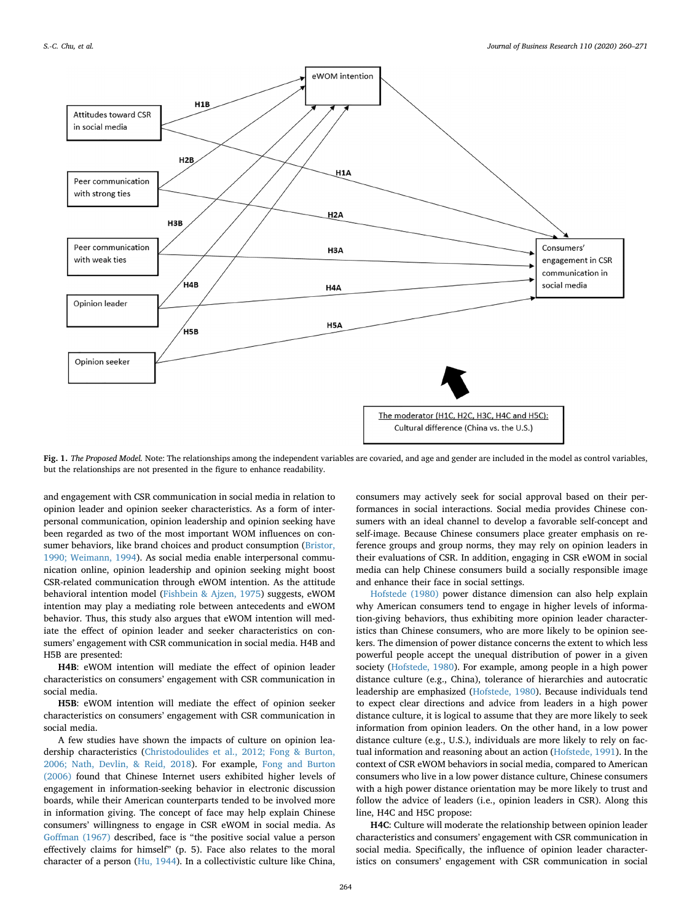Fig. 1. *The Proposed Model.* Note: The relationships among the independent variables are covaried, and age and gender are included in the model as control variables, but the relationships are not presented in the figure to enhance readability.

and engagement with CSR communication in social media in relation to opinion leader and opinion seeker characteristics. As a form of interpersonal communication, opinion leadership and opinion seeking have been regarded as two of the most important WOM influences on consumer behaviors, like brand choices and product consumption (Bristor, 1990; Weimann, 1994). As social media enable interpersonal communication online, opinion leadership and opinion seeking might boost CSR-related communication through eWOM intention. As the attitude behavioral intention model (Fishbein & Ajzen, 1975) suggests, eWOM intention may play a mediating role between antecedents and eWOM behavior. Thus, this study also argues that eWOM intention will mediate the effect of opinion leader and seeker characteristics on consumers' engagement with CSR communication in social media. H4B and H5B are presented:

**H4B**: eWOM intention will mediate the effect of opinion leader characteristics on consumers' engagement with CSR communication in social media.

**H5B**: eWOM intention will mediate the effect of opinion seeker characteristics on consumers' engagement with CSR communication in social media.

A few studies have shown the impacts of culture on opinion leadership characteristics (Christodoulides et al., 2012; Fong & Burton, 2006; Nath, Devlin, & Reid, 2018). For example, Fong and Burton (2006) found that Chinese Internet users exhibited higher levels of engagement in information-seeking behavior in electronic discussion boards, while their American counterparts tended to be involved more in information giving. The concept of face may help explain Chinese consumers' willingness to engage in CSR eWOM in social media. As Goffman (1967) described, face is "the positive social value a person effectively claims for himself" (p. 5). Face also relates to the moral character of a person (Hu, 1944). In a collectivistic culture like China, consumers may actively seek for social approval based on their performances in social interactions. Social media provides Chinese consumers with an ideal channel to develop a favorable self-concept and self-image. Because Chinese consumers place greater emphasis on reference groups and group norms, they may rely on opinion leaders in their evaluations of CSR. In addition, engaging in CSR eWOM in social media can help Chinese consumers build a socially responsible image and enhance their face in social settings.

Hofstede (1980) power distance dimension can also help explain why American consumers tend to engage in higher levels of information-giving behaviors, thus exhibiting more opinion leader characteristics than Chinese consumers, who are more likely to be opinion seekers. The dimension of power distance concerns the extent to which less powerful people accept the unequal distribution of power in a given society (Hofstede, 1980). For example, among people in a high power distance culture (e.g., China), tolerance of hierarchies and autocratic leadership are emphasized (Hofstede, 1980). Because individuals tend to expect clear directions and advice from leaders in a high power distance culture, it is logical to assume that they are more likely to seek information from opinion leaders. On the other hand, in a low power distance culture (e.g., U.S.), individuals are more likely to rely on factual information and reasoning about an action (Hofstede, 1991). In the context of CSR eWOM behaviors in social media, compared to American consumers who live in a low power distance culture, Chinese consumers with a high power distance orientation may be more likely to trust and follow the advice of leaders (i.e., opinion leaders in CSR). Along this line, H4C and H5C propose:

**H4C**: Culture will moderate the relationship between opinion leader characteristics and consumers' engagement with CSR communication in social media. Specifically, the influence of opinion leader characteristics on consumers' engagement with CSR communication in social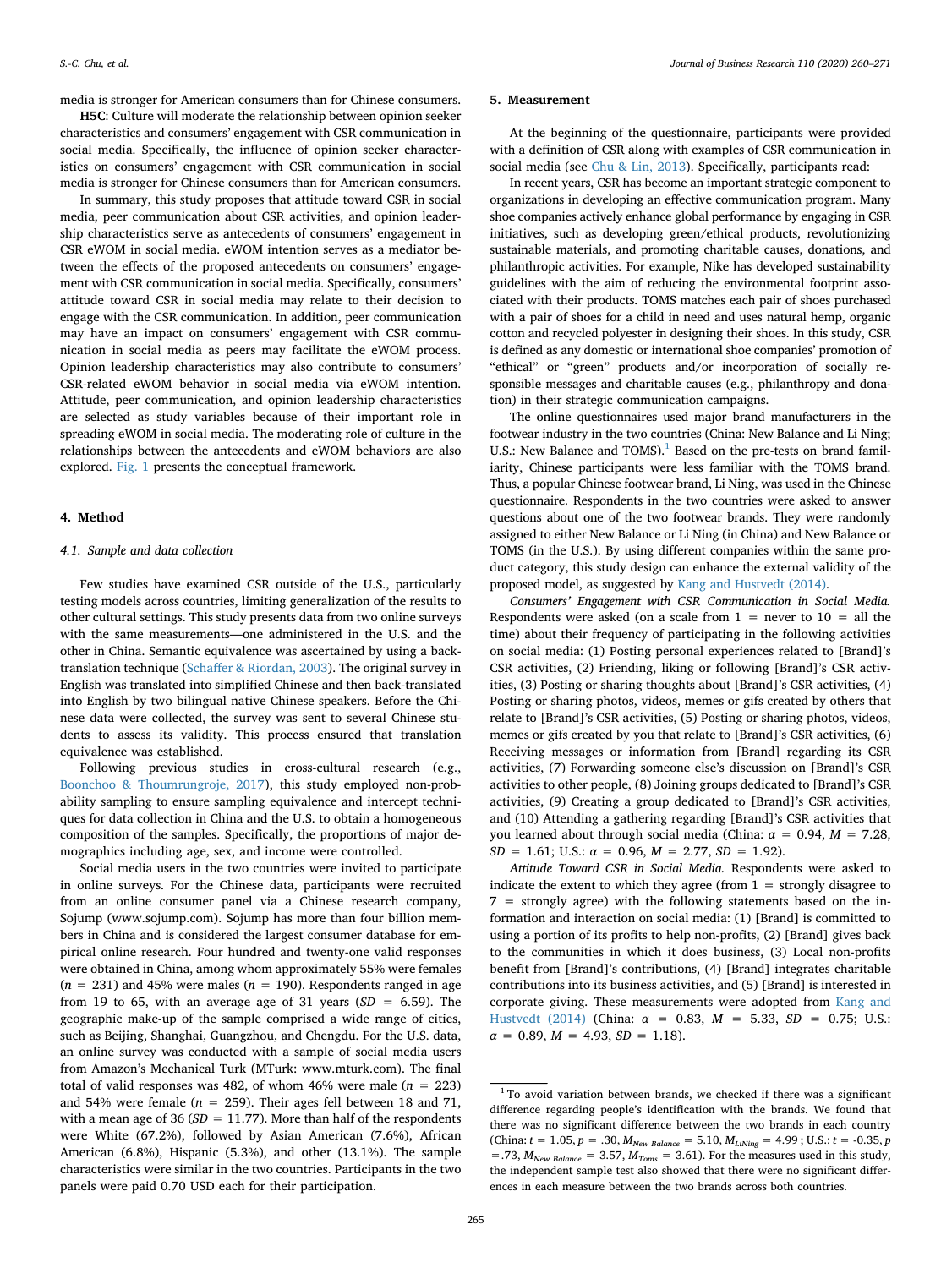media is stronger for American consumers than for Chinese consumers.

**H5C**: Culture will moderate the relationship between opinion seeker characteristics and consumers' engagement with CSR communication in social media. Specifically, the influence of opinion seeker characteristics on consumers' engagement with CSR communication in social media is stronger for Chinese consumers than for American consumers.

In summary, this study proposes that attitude toward CSR in social media, peer communication about CSR activities, and opinion leadership characteristics serve as antecedents of consumers' engagement in CSR eWOM in social media. eWOM intention serves as a mediator between the effects of the proposed antecedents on consumers' engagement with CSR communication in social media. Specifically, consumers' attitude toward CSR in social media may relate to their decision to engage with the CSR communication. In addition, peer communication may have an impact on consumers' engagement with CSR communication in social media as peers may facilitate the eWOM process. Opinion leadership characteristics may also contribute to consumers' CSR-related eWOM behavior in social media via eWOM intention. Attitude, peer communication, and opinion leadership characteristics are selected as study variables because of their important role in spreading eWOM in social media. The moderating role of culture in the relationships between the antecedents and eWOM behaviors are also explored. Fig. 1 presents the conceptual framework.

## 4. Method

### 4.1. Sample and data collection

Few studies have examined CSR outside of the U.S., particularly testing models across countries, limiting generalization of the results to other cultural settings. This study presents data from two online surveys with the same measurements—one administered in the U.S. and the other in China. Semantic equivalence was ascertained by using a back-translation technique (Schaffer & Riordan, 2003). The original survey in English was translated into simplified Chinese and then back-translated into English by two bilingual native Chinese speakers. Before the Chinese data were collected, the survey was sent to several Chinese students to assess its validity. This process ensured that translation equivalence was established.

Following previous studies in cross-cultural research (e.g., Boonchoo & Thoumrungroje, 2017), this study employed non-probability sampling to ensure sampling equivalence and intercept techniques for data collection in China and the U.S. to obtain a homogeneous composition of the samples. Specifically, the proportions of major demographics including age, sex, and income were controlled.

Social media users in the two countries were invited to participate in online surveys. For the Chinese data, participants were recruited from an online consumer panel via a Chinese research company, Sojump (www.sojump.com). Sojump has more than four billion members in China and is considered the largest consumer database for empirical online research. Four hundred and twenty-one valid responses were obtained in China, among whom approximately 55% were females ($n = 231$) and 45% were males ($n = 190$). Respondents ranged in age from 19 to 65, with an average age of 31 years ($SD = 6.59$). The geographic make-up of the sample comprised a wide range of cities, such as Beijing, Shanghai, Guangzhou, and Chengdu. For the U.S. data, an online survey was conducted with a sample of social media users from Amazon's Mechanical Turk (MTurk: www.mturk.com). The final total of valid responses was 482, of whom 46% were male ($n = 223$) and 54% were female ($n = 259$). Their ages fell between 18 and 71, with a mean age of 36 ($SD = 11.77$). More than half of the respondents were White (67.2%), followed by Asian American (7.6%), African American (6.8%), Hispanic (5.3%), and other (13.1%). The sample characteristics were similar in the two countries. Participants in the two panels were paid 0.70 USD each for their participation.

## 5. Measurement

At the beginning of the questionnaire, participants were provided with a definition of CSR along with examples of CSR communication in social media (see Chu & Lin, 2013). Specifically, participants read:

In recent years, CSR has become an important strategic component to organizations in developing an effective communication program. Many shoe companies actively enhance global performance by engaging in CSR initiatives, such as developing green/ethical products, revolutionizing sustainable materials, and promoting charitable causes, donations, and philanthropic activities. For example, Nike has developed sustainability guidelines with the aim of reducing the environmental footprint associated with their products. TOMS matches each pair of shoes purchased with a pair of shoes for a child in need and uses natural hemp, organic cotton and recycled polyester in designing their shoes. In this study, CSR is defined as any domestic or international shoe companies' promotion of "ethical" or "green" products and/or incorporation of socially responsible messages and charitable causes (e.g., philanthropy and donation) in their strategic communication campaigns.

The online questionnaires used major brand manufacturers in the footwear industry in the two countries (China: New Balance and Li Ning; U.S.: New Balance and TOMS).[1] Based on the pre-tests on brand familiarity, Chinese participants were less familiar with the TOMS brand. Thus, a popular Chinese footwear brand, Li Ning, was used in the Chinese questionnaire. Respondents in the two countries were asked to answer questions about one of the two footwear brands. They were randomly assigned to either New Balance or Li Ning (in China) and New Balance or TOMS (in the U.S.). By using different companies within the same product category, this study design can enhance the external validity of the proposed model, as suggested by Kang and Hustvedt (2014).

*Consumers' Engagement with CSR Communication in Social Media.* Respondents were asked (on a scale from 1 = never to 10 = all the time) about their frequency of participating in the following activities on social media: (1) Posting personal experiences related to [Brand]'s CSR activities, (2) Friending, liking or following [Brand]'s CSR activities, (3) Posting or sharing thoughts about [Brand]'s CSR activities, (4) Posting or sharing photos, videos, memes or gifs created by others that relate to [Brand]'s CSR activities, (5) Posting or sharing photos, videos, memes or gifs created by you that relate to [Brand]'s CSR activities, (6) Receiving messages or information from [Brand] regarding its CSR activities, (7) Forwarding someone else's discussion on [Brand]'s CSR activities to other people, (8) Joining groups dedicated to [Brand]'s CSR activities, (9) Creating a group dedicated to [Brand]'s CSR activities, and (10) Attending a gathering regarding [Brand]'s CSR activities that you learned about through social media (China: $\alpha = 0.94$, $M = 7.28$, $SD = 1.61$; U.S.: $\alpha = 0.96$, $M = 2.77$, $SD = 1.92$).

*Attitude Toward CSR in Social Media.* Respondents were asked to indicate the extent to which they agree (from 1 = strongly disagree to 7 = strongly agree) with the following statements based on the information and interaction on social media: (1) [Brand] is committed to using a portion of its profits to help non-profits, (2) [Brand] gives back to the communities in which it does business, (3) Local non-profits benefit from [Brand]'s contributions, (4) [Brand] integrates charitable contributions into its business activities, and (5) [Brand] is interested in corporate giving. These measurements were adopted from Kang and Hustvedt (2014) (China: $\alpha = 0.83$, $M = 5.33$, $SD = 0.75$; U.S.: $\alpha = 0.89$, $M = 4.93$, $SD = 1.18$).

---

[1] To avoid variation between brands, we checked if there was a significant difference regarding people's identification with the brands. We found that there was no significant difference between the two brands in each country (China: $t = 1.05$, $p = .30$, $M_{New\ Balance} = 5.10$, $M_{LiNing} = 4.99$; U.S.: $t = -0.35$, $p = .73$, $M_{New\ Balance} = 3.57$, $M_{Toms} = 3.61$). For the measures used in this study, the independent sample test also showed that there were no significant differences in each measure between the two brands across both countries.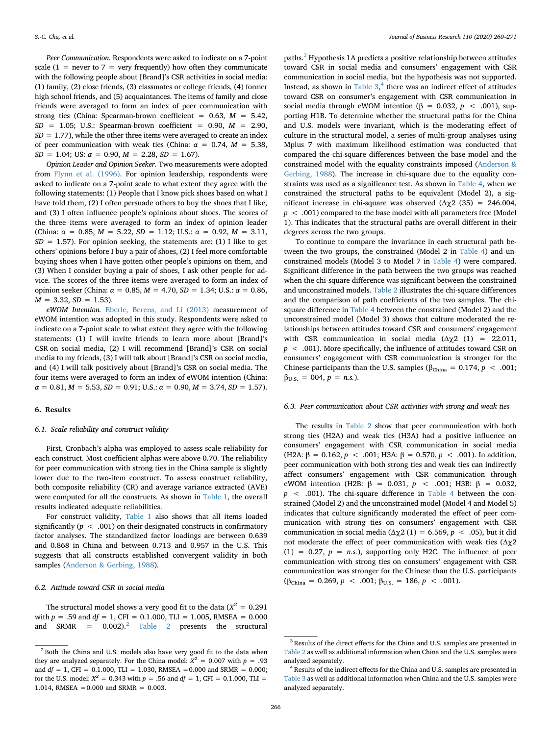*Peer Communication.* Respondents were asked to indicate on a 7-point scale (1 = never to 7 = very frequently) how often they communicate with the following people about [Brand]'s CSR activities in social media: (1) family, (2) close friends, (3) classmates or college friends, (4) former high school friends, and (5) acquaintances. The items of family and close friends were averaged to form an index of peer communication with strong ties (China: Spearman-brown coefficient = 0.63, $M$ = 5.42, $SD$ = 1.05; U.S.: Spearman-brown coefficient = 0.90, $M$ = 2.90, $SD$ = 1.77), while the other three items were averaged to create an index of peer communication with weak ties (China: $\alpha$ = 0.74, $M$ = 5.38, $SD$ = 1.04; US: $\alpha$ = 0.90, $M$ = 2.28, $SD$ = 1.67).

*Opinion Leader and Opinion Seeker.* Two measurements were adopted from Flynn et al. (1996). For opinion leadership, respondents were asked to indicate on a 7-point scale to what extent they agree with the following statements: (1) People that I know pick shoes based on what I have told them, (2) I often persuade others to buy the shoes that I like, and (3) I often influence people's opinions about shoes. The scores of the three items were averaged to form an index of opinion leader (China: $\alpha$ = 0.85, $M$ = 5.22, $SD$ = 1.12; U.S.: $\alpha$ = 0.92, $M$ = 3.11, $SD$ = 1.57). For opinion seeking, the statements are: (1) I like to get others' opinions before I buy a pair of shoes, (2) I feel more comfortable buying shoes when I have gotten other people's opinions on them, and (3) When I consider buying a pair of shoes, I ask other people for advice. The scores of the three items were averaged to form an index of opinion seeker (China: $\alpha$ = 0.85, $M$ = 4.70, $SD$ = 1.34; U.S.: $\alpha$ = 0.86, $M$ = 3.32, $SD$ = 1.53).

*eWOM Intention.* Eberle, Berens, and Li (2013) measurement of eWOM intention was adopted in this study. Respondents were asked to indicate on a 7-point scale to what extent they agree with the following statements: (1) I will invite friends to learn more about [Brand]'s CSR on social media, (2) I will recommend [Brand]'s CSR on social media to my friends, (3) I will talk about [Brand]'s CSR on social media, and (4) I will talk positively about [Brand]'s CSR on social media. The four items were averaged to form an index of eWOM intention (China: $\alpha$ = 0.81, $M$ = 5.53, $SD$ = 0.91; U.S.: $\alpha$ = 0.90, $M$ = 3.74, $SD$ = 1.57).

## 6. Results

### 6.1. Scale reliability and construct validity

First, Cronbach's alpha was employed to assess scale reliability for each construct. Most coefficient alphas were above 0.70. The reliability for peer communication with strong ties in the China sample is slightly lower due to the two-item construct. To assess construct reliability, both composite reliability (CR) and average variance extracted (AVE) were computed for all the constructs. As shown in Table 1, the overall results indicated adequate reliabilities.

For construct validity, Table 1 also shows that all items loaded significantly ($p < .001$) on their designated constructs in confirmatory factor analyses. The standardized factor loadings are between 0.639 and 0.868 in China and between 0.713 and 0.957 in the U.S. This suggests that all constructs established convergent validity in both samples (Anderson & Gerbing, 1988).

### 6.2. Attitude toward CSR in social media

The structural model shows a very good fit to the data ($X^2$ = 0.291 with $p$ = .59 and $df$ = 1, CFI = 0.1.000, TLI = 1.005, RMSEA = 0.000 and SRMR = 0.002).[2] Table 2 presents the structural paths.[3] Hypothesis 1A predicts a positive relationship between attitudes toward CSR in social media and consumers' engagement with CSR communication in social media, but the hypothesis was not supported. Instead, as shown in Table 3,[4] there was an indirect effect of attitudes toward CSR on consumer's engagement with CSR communication in social media through eWOM intention ($\beta$ = 0.032, $p < .001$), supporting H1B. To determine whether the structural paths for the China and U.S. models were invariant, which is the moderating effect of culture in the structural model, a series of multi-group analyses using Mplus 7 with maximum likelihood estimation was conducted that compared the chi-square differences between the base model and the constrained model with the equality constraints imposed (Anderson & Gerbing, 1988). The increase in chi-square due to the equality constraints was used as a significance test. As shown in Table 4, when we constrained the structural paths to be equivalent (Model 2), a significant increase in chi-square was observed ($\Delta\chi2$ (35) = 246.004, $p < .001$) compared to the base model with all parameters free (Model 1). This indicates that the structural paths are overall different in their degrees across the two groups.

To continue to compare the invariance in each structural path between the two groups, the constrained (Model 2 in Table 4) and unconstrained models (Model 3 to Model 7 in Table 4) were compared. Significant difference in the path between the two groups was reached when the chi-square difference was significant between the constrained and unconstrained models. Table 2 illustrates the chi-square differences and the comparison of path coefficients of the two samples. The chi-square difference in Table 4 between the constrained (Model 2) and the unconstrained model (Model 3) shows that culture moderated the relationships between attitudes toward CSR and consumers' engagement with CSR communication in social media ($\Delta\chi2$ (1) = 22.011, $p < .001$). More specifically, the influence of attitudes toward CSR on consumers' engagement with CSR communication is stronger for the Chinese participants than the U.S. samples ($\beta_{China}$ = 0.174, $p < .001$; $\beta_{U.S.}$ = 004, $p$ = *n.s.*).

### 6.3. Peer communication about CSR activities with strong and weak ties

The results in Table 2 show that peer communication with both strong ties (H2A) and weak ties (H3A) had a positive influence on consumers' engagement with CSR communication in social media (H2A: $\beta$ = 0.162, $p < .001$; H3A: $\beta$ = 0.570, $p < .001$). In addition, peer communication with both strong ties and weak ties can indirectly affect consumers' engagement with CSR communication through eWOM intention (H2B: $\beta$ = 0.031, $p < .001$; H3B: $\beta$ = 0.032, $p < .001$). The chi-square difference in Table 4 between the constrained (Model 2) and the unconstrained model (Model 4 and Model 5) indicates that culture significantly moderated the effect of peer communication with strong ties on consumers' engagement with CSR communication in social media ($\Delta\chi2$ (1) = 6.569, $p < .05$), but it did not moderate the effect of peer communication with weak ties ($\Delta\chi2$ (1) = 0.27, $p$ = *n.s.*), supporting only H2C. The influence of peer communication with strong ties on consumers' engagement with CSR communication was stronger for the Chinese than the U.S. participants ($\beta_{China}$ = 0.269, $p < .001$; $\beta_{U.S.}$ = 186, $p < .001$).

---

[2] Both the China and U.S. models also have very good fit to the data when they are analyzed separately. For the China model: $X^2$ = 0.007 with $p$ = .93 and $df$ = 1, CFI = 0.1.000, TLI = 1.030, RMSEA = 0.000 and SRMR = 0.000; for the U.S. model: $X^2$ = 0.343 with $p$ = .56 and $df$ = 1, CFI = 0.1.000, TLI = 1.014, RMSEA = 0.000 and SRMR = 0.003.

[3] Results of the direct effects for the China and U.S. samples are presented in Table 2 as well as additional information when China and the U.S. samples were analyzed separately.

[4] Results of the indirect effects for the China and U.S. samples are presented in Table 3 as well as additional information when China and the U.S. samples were analyzed separately.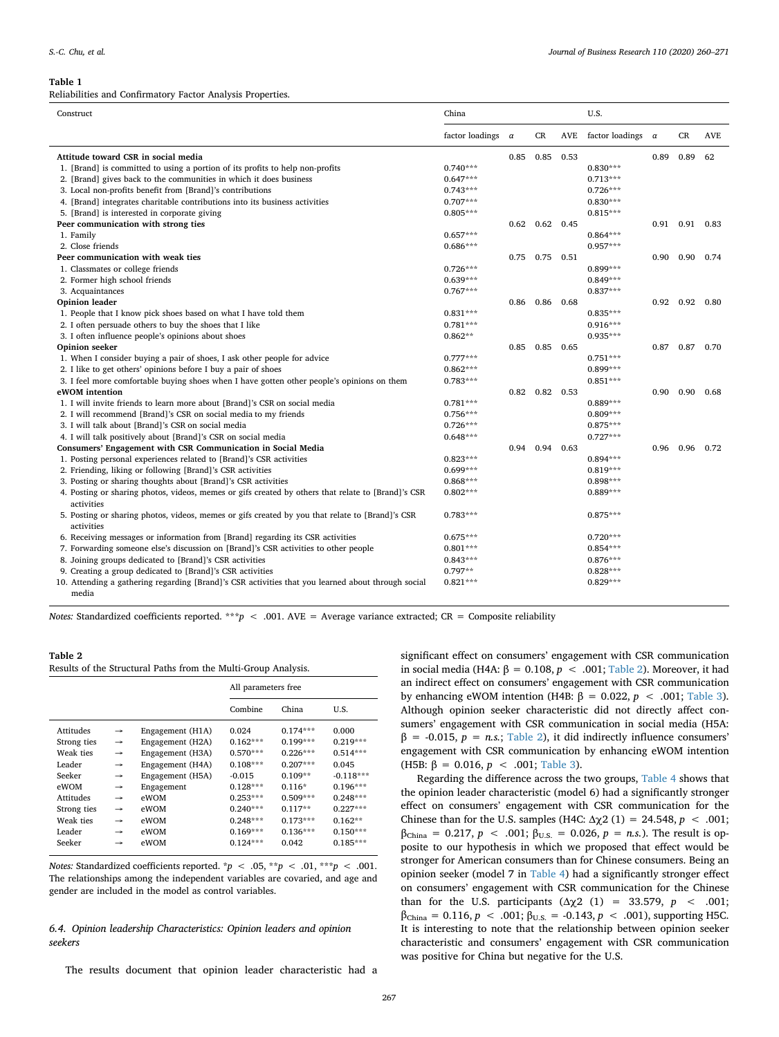**Table 1**
Reliabilities and Confirmatory Factor Analysis Properties.

| Construct | China | | | | U.S. | | | |
|---|---|---|---|---|---|---|---|---|
| | factor loadings | $\alpha$ | CR | AVE | factor loadings | $\alpha$ | CR | AVE |
| **Attitude toward CSR in social media** | | 0.85 | 0.85 | 0.53 | | 0.89 | 0.89 | 62 |
| 1. [Brand] is committed to using a portion of its profits to help non-profits | 0.740*** | | | | 0.830*** | | | |
| 2. [Brand] gives back to the communities in which it does business | 0.647*** | | | | 0.713*** | | | |
| 3. Local non-profits benefit from [Brand]'s contributions | 0.743*** | | | | 0.726*** | | | |
| 4. [Brand] integrates charitable contributions into its business activities | 0.707*** | | | | 0.830*** | | | |
| 5. [Brand] is interested in corporate giving | 0.805*** | | | | 0.815*** | | | |
| **Peer communication with strong ties** | | 0.62 | 0.62 | 0.45 | | 0.91 | 0.91 | 0.83 |
| 1. Family | 0.657*** | | | | 0.864*** | | | |
| 2. Close friends | 0.686*** | | | | 0.957*** | | | |
| **Peer communication with weak ties** | | 0.75 | 0.75 | 0.51 | | 0.90 | 0.90 | 0.74 |
| 1. Classmates or college friends | 0.726*** | | | | 0.899*** | | | |
| 2. Former high school friends | 0.639*** | | | | 0.849*** | | | |
| 3. Acquaintances | 0.767*** | | | | 0.837*** | | | |
| **Opinion leader** | | 0.86 | 0.86 | 0.68 | | 0.92 | 0.92 | 0.80 |
| 1. People that I know pick shoes based on what I have told them | 0.831*** | | | | 0.835*** | | | |
| 2. I often persuade others to buy the shoes that I like | 0.781*** | | | | 0.916*** | | | |
| 3. I often influence people's opinions about shoes | 0.862** | | | | 0.935*** | | | |
| **Opinion seeker** | | 0.85 | 0.85 | 0.65 | | 0.87 | 0.87 | 0.70 |
| 1. When I consider buying a pair of shoes, I ask other people for advice | 0.777*** | | | | 0.751*** | | | |
| 2. I like to get others' opinions before I buy a pair of shoes | 0.862*** | | | | 0.899*** | | | |
| 3. I feel more comfortable buying shoes when I have gotten other people's opinions on them | 0.783*** | | | | 0.851*** | | | |
| **eWOM intention** | | 0.82 | 0.82 | 0.53 | | 0.90 | 0.90 | 0.68 |
| 1. I will invite friends to learn more about [Brand]'s CSR on social media | 0.781*** | | | | 0.889*** | | | |
| 2. I will recommend [Brand]'s CSR on social media to my friends | 0.756*** | | | | 0.809*** | | | |
| 3. I will talk about [Brand]'s CSR on social media | 0.726*** | | | | 0.875*** | | | |
| 4. I will talk positively about [Brand]'s CSR on social media | 0.648*** | | | | 0.727*** | | | |
| **Consumers' Engagement with CSR Communication in Social Media** | | 0.94 | 0.94 | 0.63 | | 0.96 | 0.96 | 0.72 |
| 1. Posting personal experiences related to [Brand]'s CSR activities | 0.823*** | | | | 0.894*** | | | |
| 2. Friending, liking or following [Brand]'s CSR activities | 0.699*** | | | | 0.819*** | | | |
| 3. Posting or sharing thoughts about [Brand]'s CSR activities | 0.868*** | | | | 0.898*** | | | |
| 4. Posting or sharing photos, videos, memes or gifs created by others that relate to [Brand]'s CSR activities | 0.802*** | | | | 0.889*** | | | |
| 5. Posting or sharing photos, videos, memes or gifs created by you that relate to [Brand]'s CSR activities | 0.783*** | | | | 0.875*** | | | |
| 6. Receiving messages or information from [Brand] regarding its CSR activities | 0.675*** | | | | 0.720*** | | | |
| 7. Forwarding someone else's discussion on [Brand]'s CSR activities to other people | 0.801*** | | | | 0.854*** | | | |
| 8. Joining groups dedicated to [Brand]'s CSR activities | 0.843*** | | | | 0.876*** | | | |
| 9. Creating a group dedicated to [Brand]'s CSR activities | 0.797** | | | | 0.828*** | | | |
| 10. Attending a gathering regarding [Brand]'s CSR activities that you learned about through social media | 0.821*** | | | | 0.829*** | | | |

*Notes:* Standardized coefficients reported. ***$p < .001$. AVE = Average variance extracted; CR = Composite reliability

**Table 2**
Results of the Structural Paths from the Multi-Group Analysis.

| | | | All parameters free | | |
|---|---|---|---|---|---|
| | | | Combine | China | U.S. |
| Attitudes | → | Engagement (H1A) | 0.024 | 0.174*** | 0.000 |
| Strong ties | → | Engagement (H2A) | 0.162*** | 0.199*** | 0.219*** |
| Weak ties | → | Engagement (H3A) | 0.570*** | 0.226*** | 0.514*** |
| Leader | → | Engagement (H4A) | 0.108*** | 0.207*** | 0.045 |
| Seeker | → | Engagement (H5A) | -0.015 | 0.109** | -0.118*** |
| eWOM | → | Engagement | 0.128*** | 0.116* | 0.196*** |
| Attitudes | → | eWOM | 0.253*** | 0.509*** | 0.248*** |
| Strong ties | → | eWOM | 0.240*** | 0.117** | 0.227*** |
| Weak ties | → | eWOM | 0.248*** | 0.173*** | 0.162** |
| Leader | → | eWOM | 0.169*** | 0.136*** | 0.150*** |
| Seeker | → | eWOM | 0.124*** | 0.042 | 0.185*** |

*Notes:* Standardized coefficients reported. *$p < .05$, **$p < .01$, ***$p < .001$. The relationships among the independent variables are covaried, and age and gender are included in the model as control variables.

### 6.4. Opinion leadership Characteristics: Opinion leaders and opinion seekers

The results document that opinion leader characteristic had a significant effect on consumers' engagement with CSR communication in social media (H4A: $\beta = 0.108$, $p < .001$; Table 2). Moreover, it had an indirect effect on consumers' engagement with CSR communication by enhancing eWOM intention (H4B: $\beta = 0.022$, $p < .001$; Table 3). Although opinion seeker characteristic did not directly affect consumers' engagement with CSR communication in social media (H5A: $\beta = -0.015$, $p = n.s.$; Table 2), it did indirectly influence consumers' engagement with CSR communication by enhancing eWOM intention (H5B: $\beta = 0.016$, $p < .001$; Table 3).

Regarding the difference across the two groups, Table 4 shows that the opinion leader characteristic (model 6) had a significantly stronger effect on consumers' engagement with CSR communication for the Chinese than for the U.S. samples (H4C: $\Delta\chi2\ (1) = 24.548$, $p < .001$; $\beta_{China} = 0.217$, $p < .001$; $\beta_{U.S.} = 0.026$, $p = n.s.$). The result is opposite to our hypothesis in which we proposed that effect would be stronger for American consumers than for Chinese consumers. Being an opinion seeker (model 7 in Table 4) had a significantly stronger effect on consumers' engagement with CSR communication for the Chinese than for the U.S. participants ($\Delta\chi2\ (1) = 33.579$, $p < .001$; $\beta_{China} = 0.116$, $p < .001$; $\beta_{U.S.} = -0.143$, $p < .001$), supporting H5C. It is interesting to note that the relationship between opinion seeker characteristic and consumers' engagement with CSR communication was positive for China but negative for the U.S.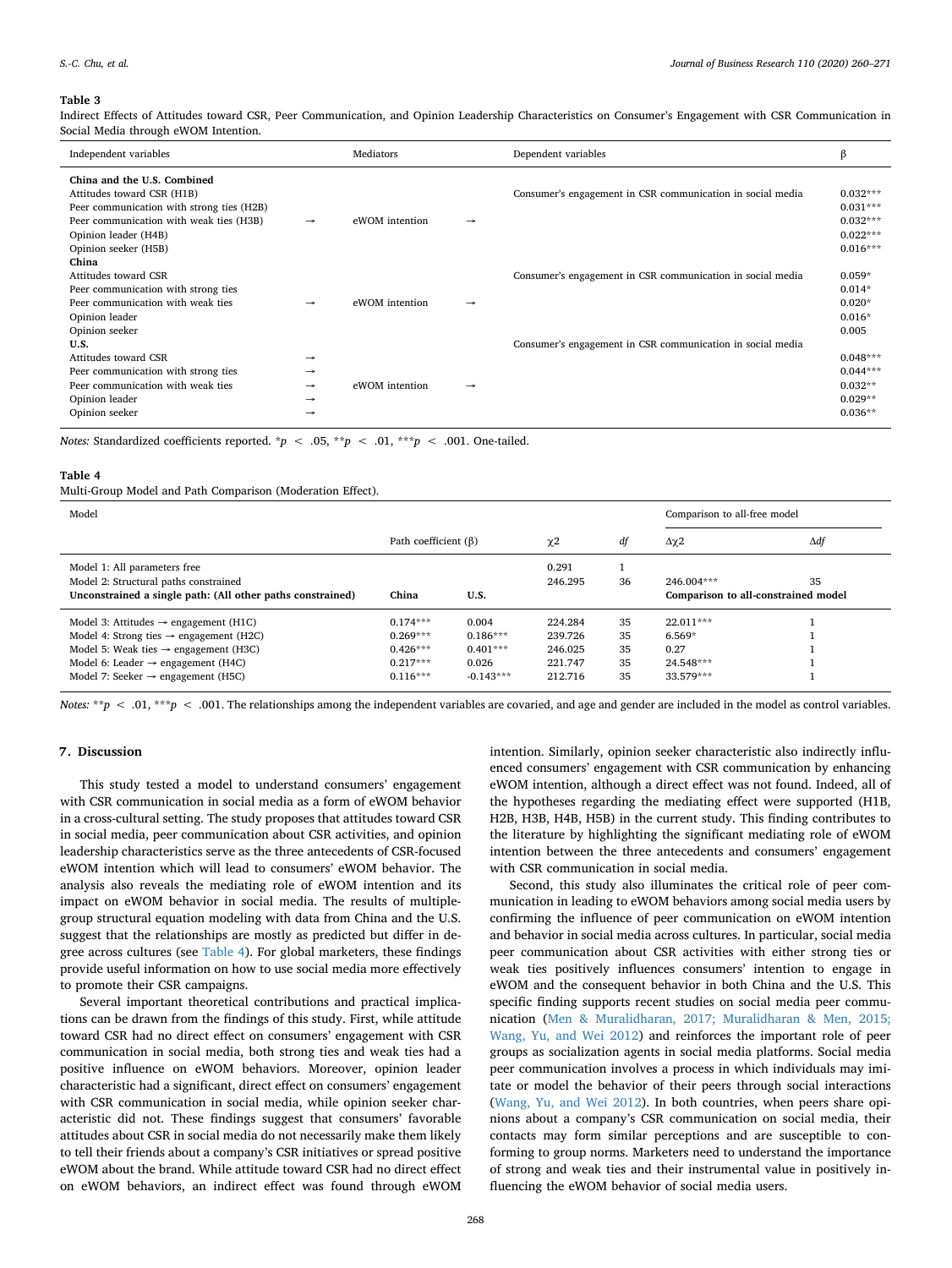**Table 3**

Indirect Effects of Attitudes toward CSR, Peer Communication, and Opinion Leadership Characteristics on Consumer's Engagement with CSR Communication in Social Media through eWOM Intention.

| Independent variables | | Mediators | | Dependent variables | β |
|---|---|---|---|---|---|
| **China and the U.S. Combined** | | | | | |
| Attitudes toward CSR (H1B) | | | | Consumer's engagement in CSR communication in social media | 0.032*** |
| Peer communication with strong ties (H2B) | | | | | 0.031*** |
| Peer communication with weak ties (H3B) | → | eWOM intention | → | | 0.032*** |
| Opinion leader (H4B) | | | | | 0.022*** |
| Opinion seeker (H5B) | | | | | 0.016*** |
| **China** | | | | | |
| Attitudes toward CSR | | | | Consumer's engagement in CSR communication in social media | 0.059* |
| Peer communication with strong ties | | | | | 0.014* |
| Peer communication with weak ties | → | eWOM intention | → | | 0.020* |
| Opinion leader | | | | | 0.016* |
| Opinion seeker | | | | | 0.005 |
| **U.S.** | | | | Consumer's engagement in CSR communication in social media | |
| Attitudes toward CSR | → | | | | 0.048*** |
| Peer communication with strong ties | → | | | | 0.044*** |
| Peer communication with weak ties | → | eWOM intention | → | | 0.032** |
| Opinion leader | → | | | | 0.029** |
| Opinion seeker | → | | | | 0.036** |

*Notes:* Standardized coefficients reported. *$p < .05$, **$p < .01$, ***$p < .001$. One-tailed.

**Table 4**

Multi-Group Model and Path Comparison (Moderation Effect).

| Model | | | | | Comparison to all-free model | |
|---|---|---|---|---|---|---|
| | Path coefficient (β) | | $\chi2$ | *df* | $\Delta\chi2$ | $\Delta df$ |
| Model 1: All parameters free | | | 0.291 | 1 | | |
| Model 2: Structural paths constrained | | | 246.295 | 36 | 246.004*** | 35 |
| **Unconstrained a single path: (All other paths constrained)** | **China** | **U.S.** | | | **Comparison to all-constrained model** | |
| Model 3: Attitudes → engagement (H1C) | 0.174*** | 0.004 | 224.284 | 35 | 22.011*** | 1 |
| Model 4: Strong ties → engagement (H2C) | 0.269*** | 0.186*** | 239.726 | 35 | 6.569* | 1 |
| Model 5: Weak ties → engagement (H3C) | 0.426*** | 0.401*** | 246.025 | 35 | 0.27 | 1 |
| Model 6: Leader → engagement (H4C) | 0.217*** | 0.026 | 221.747 | 35 | 24.548*** | 1 |
| Model 7: Seeker → engagement (H5C) | 0.116*** | -0.143*** | 212.716 | 35 | 33.579*** | 1 |

*Notes:* **$p < .01$, ***$p < .001$. The relationships among the independent variables are covaried, and age and gender are included in the model as control variables.

## 7. Discussion

This study tested a model to understand consumers' engagement with CSR communication in social media as a form of eWOM behavior in a cross-cultural setting. The study proposes that attitudes toward CSR in social media, peer communication about CSR activities, and opinion leadership characteristics serve as the three antecedents of CSR-focused eWOM intention which will lead to consumers' eWOM behavior. The analysis also reveals the mediating role of eWOM intention and its impact on eWOM behavior in social media. The results of multiple-group structural equation modeling with data from China and the U.S. suggest that the relationships are mostly as predicted but differ in degree across cultures (see Table 4). For global marketers, these findings provide useful information on how to use social media more effectively to promote their CSR campaigns.

Several important theoretical contributions and practical implications can be drawn from the findings of this study. First, while attitude toward CSR had no direct effect on consumers' engagement with CSR communication in social media, both strong ties and weak ties had a positive influence on eWOM behaviors. Moreover, opinion leader characteristic had a significant, direct effect on consumers' engagement with CSR communication in social media, while opinion seeker characteristic did not. These findings suggest that consumers' favorable attitudes about CSR in social media do not necessarily make them likely to tell their friends about a company's CSR initiatives or spread positive eWOM about the brand. While attitude toward CSR had no direct effect on eWOM behaviors, an indirect effect was found through eWOM intention. Similarly, opinion seeker characteristic also indirectly influenced consumers' engagement with CSR communication by enhancing eWOM intention, although a direct effect was not found. Indeed, all of the hypotheses regarding the mediating effect were supported (H1B, H2B, H3B, H4B, H5B) in the current study. This finding contributes to the literature by highlighting the significant mediating role of eWOM intention between the three antecedents and consumers' engagement with CSR communication in social media.

Second, this study also illuminates the critical role of peer communication in leading to eWOM behaviors among social media users by confirming the influence of peer communication on eWOM intention and behavior in social media across cultures. In particular, social media peer communication about CSR activities with either strong ties or weak ties positively influences consumers' intention to engage in eWOM and the consequent behavior in both China and the U.S. This specific finding supports recent studies on social media peer communication (Men & Muralidharan, 2017; Muralidharan & Men, 2015; Wang, Yu, and Wei 2012) and reinforces the important role of peer groups as socialization agents in social media platforms. Social media peer communication involves a process in which individuals may imitate or model the behavior of their peers through social interactions (Wang, Yu, and Wei 2012). In both countries, when peers share opinions about a company's CSR communication on social media, their contacts may form similar perceptions and are susceptible to conforming to group norms. Marketers need to understand the importance of strong and weak ties and their instrumental value in positively influencing the eWOM behavior of social media users.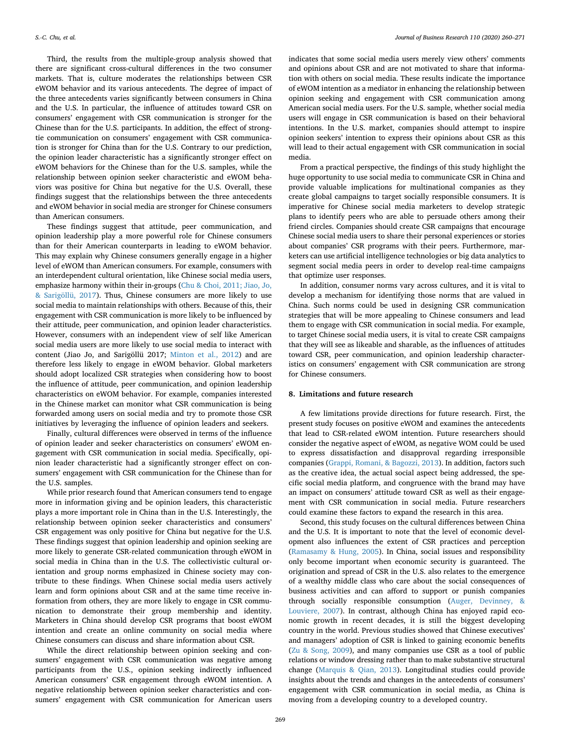Third, the results from the multiple-group analysis showed that there are significant cross-cultural differences in the two consumer markets. That is, culture moderates the relationships between CSR eWOM behavior and its various antecedents. The degree of impact of the three antecedents varies significantly between consumers in China and the U.S. In particular, the influence of attitudes toward CSR on consumers' engagement with CSR communication is stronger for the Chinese than for the U.S. participants. In addition, the effect of strong-tie communication on consumers' engagement with CSR communication is stronger for China than for the U.S. Contrary to our prediction, the opinion leader characteristic has a significantly stronger effect on eWOM behaviors for the Chinese than for the U.S. samples, while the relationship between opinion seeker characteristic and eWOM behaviors was positive for China but negative for the U.S. Overall, these findings suggest that the relationships between the three antecedents and eWOM behavior in social media are stronger for Chinese consumers than American consumers.

These findings suggest that attitude, peer communication, and opinion leadership play a more powerful role for Chinese consumers than for their American counterparts in leading to eWOM behavior. This may explain why Chinese consumers generally engage in a higher level of eWOM than American consumers. For example, consumers with an interdependent cultural orientation, like Chinese social media users, emphasize harmony within their in-groups (Chu & Choi, 2011; Jiao, Jo, & Sarigöllü, 2017). Thus, Chinese consumers are more likely to use social media to maintain relationships with others. Because of this, their engagement with CSR communication is more likely to be influenced by their attitude, peer communication, and opinion leader characteristics. However, consumers with an independent view of self like American social media users are more likely to use social media to interact with content (Jiao Jo, and Sarigöllü 2017; Minton et al., 2012) and are therefore less likely to engage in eWOM behavior. Global marketers should adopt localized CSR strategies when considering how to boost the influence of attitude, peer communication, and opinion leadership characteristics on eWOM behavior. For example, companies interested in the Chinese market can monitor what CSR communication is being forwarded among users on social media and try to promote those CSR initiatives by leveraging the influence of opinion leaders and seekers.

Finally, cultural differences were observed in terms of the influence of opinion leader and seeker characteristics on consumers' eWOM engagement with CSR communication in social media. Specifically, opinion leader characteristic had a significantly stronger effect on consumers' engagement with CSR communication for the Chinese than for the U.S. samples.

While prior research found that American consumers tend to engage more in information giving and be opinion leaders, this characteristic plays a more important role in China than in the U.S. Interestingly, the relationship between opinion seeker characteristics and consumers' CSR engagement was only positive for China but negative for the U.S. These findings suggest that opinion leadership and opinion seeking are more likely to generate CSR-related communication through eWOM in social media in China than in the U.S. The collectivistic cultural orientation and group norms emphasized in Chinese society may contribute to these findings. When Chinese social media users actively learn and form opinions about CSR and at the same time receive information from others, they are more likely to engage in CSR communication to demonstrate their group membership and identity. Marketers in China should develop CSR programs that boost eWOM intention and create an online community on social media where Chinese consumers can discuss and share information about CSR.

While the direct relationship between opinion seeking and consumers' engagement with CSR communication was negative among participants from the U.S., opinion seeking indirectly influenced American consumers' CSR engagement through eWOM intention. A negative relationship between opinion seeker characteristics and consumers' engagement with CSR communication for American users indicates that some social media users merely view others' comments and opinions about CSR and are not motivated to share that information with others on social media. These results indicate the importance of eWOM intention as a mediator in enhancing the relationship between opinion seeking and engagement with CSR communication among American social media users. For the U.S. sample, whether social media users will engage in CSR communication is based on their behavioral intentions. In the U.S. market, companies should attempt to inspire opinion seekers' intention to express their opinions about CSR as this will lead to their actual engagement with CSR communication in social media.

From a practical perspective, the findings of this study highlight the huge opportunity to use social media to communicate CSR in China and provide valuable implications for multinational companies as they create global campaigns to target socially responsible consumers. It is imperative for Chinese social media marketers to develop strategic plans to identify peers who are able to persuade others among their friend circles. Companies should create CSR campaigns that encourage Chinese social media users to share their personal experiences or stories about companies' CSR programs with their peers. Furthermore, marketers can use artificial intelligence technologies or big data analytics to segment social media peers in order to develop real-time campaigns that optimize user responses.

In addition, consumer norms vary across cultures, and it is vital to develop a mechanism for identifying those norms that are valued in China. Such norms could be used in designing CSR communication strategies that will be more appealing to Chinese consumers and lead them to engage with CSR communication in social media. For example, to target Chinese social media users, it is vital to create CSR campaigns that they will see as likeable and sharable, as the influences of attitudes toward CSR, peer communication, and opinion leadership characteristics on consumers' engagement with CSR communication are strong for Chinese consumers.

## 8. Limitations and future research

A few limitations provide directions for future research. First, the present study focuses on positive eWOM and examines the antecedents that lead to CSR-related eWOM intention. Future researchers should consider the negative aspect of eWOM, as negative WOM could be used to express dissatisfaction and disapproval regarding irresponsible companies (Grappi, Romani, & Bagozzi, 2013). In addition, factors such as the creative idea, the actual social aspect being addressed, the specific social media platform, and congruence with the brand may have an impact on consumers' attitude toward CSR as well as their engagement with CSR communication in social media. Future researchers could examine these factors to expand the research in this area.

Second, this study focuses on the cultural differences between China and the U.S. It is important to note that the level of economic development also influences the extent of CSR practices and perception (Ramasamy & Hung, 2005). In China, social issues and responsibility only become important when economic security is guaranteed. The origination and spread of CSR in the U.S. also relates to the emergence of a wealthy middle class who care about the social consequences of business activities and can afford to support or punish companies through socially responsible consumption (Auger, Devinney, & Louviere, 2007). In contrast, although China has enjoyed rapid economic growth in recent decades, it is still the biggest developing country in the world. Previous studies showed that Chinese executives' and managers' adoption of CSR is linked to gaining economic benefits (Zu & Song, 2009), and many companies use CSR as a tool of public relations or window dressing rather than to make substantive structural change (Marquis & Qian, 2013). Longitudinal studies could provide insights about the trends and changes in the antecedents of consumers' engagement with CSR communication in social media, as China is moving from a developing country to a developed country.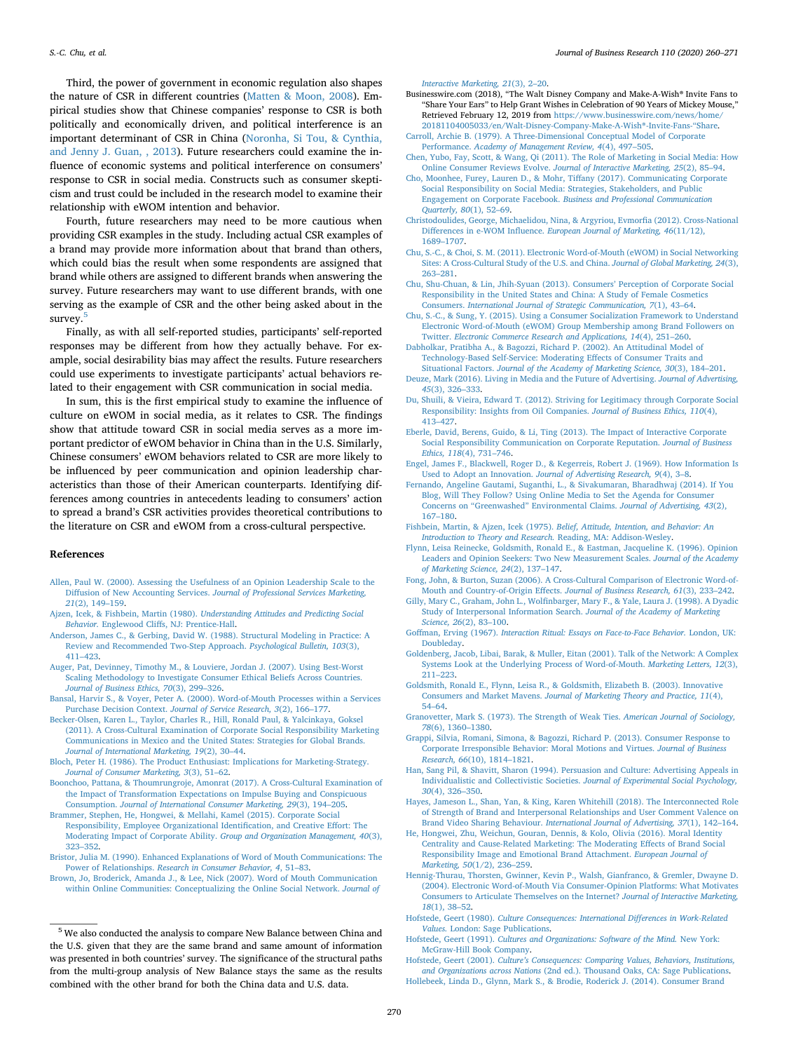Third, the power of government in economic regulation also shapes the nature of CSR in different countries (Matten & Moon, 2008). Empirical studies show that Chinese companies' response to CSR is both politically and economically driven, and political interference is an important determinant of CSR in China (Noronha, Si Tou, & Cynthia, and Jenny J. Guan, , 2013). Future researchers could examine the influence of economic systems and political interference on consumers' response to CSR in social media. Constructs such as consumer skepticism and trust could be included in the research model to examine their relationship with eWOM intention and behavior.

Fourth, future researchers may need to be more cautious when providing CSR examples in the study. Including actual CSR examples of a brand may provide more information about that brand than others, which could bias the result when some respondents are assigned that brand while others are assigned to different brands when answering the survey. Future researchers may want to use different brands, with one serving as the example of CSR and the other being asked about in the survey.[5]

Finally, as with all self-reported studies, participants' self-reported responses may be different from how they actually behave. For example, social desirability bias may affect the results. Future researchers could use experiments to investigate participants' actual behaviors related to their engagement with CSR communication in social media.

In sum, this is the first empirical study to examine the influence of culture on eWOM in social media, as it relates to CSR. The findings show that attitude toward CSR in social media serves as a more important predictor of eWOM behavior in China than in the U.S. Similarly, Chinese consumers' eWOM behaviors related to CSR are more likely to be influenced by peer communication and opinion leadership characteristics than those of their American counterparts. Identifying differences among countries in antecedents leading to consumers' action to spread a brand's CSR activities provides theoretical contributions to the literature on CSR and eWOM from a cross-cultural perspective.

## References

Allen, Paul W. (2000). Assessing the Usefulness of an Opinion Leadership Scale to the Diffusion of New Accounting Services. *Journal of Professional Services Marketing, 21*(2), 149–159.

Ajzen, Icek, & Fishbein, Martin (1980). *Understanding Attitudes and Predicting Social Behavior.* Englewood Cliffs, NJ: Prentice-Hall.

Anderson, James C., & Gerbing, David W. (1988). Structural Modeling in Practice: A Review and Recommended Two-Step Approach. *Psychological Bulletin, 103*(3), 411–423.

Auger, Pat, Devinney, Timothy M., & Louviere, Jordan J. (2007). Using Best-Worst Scaling Methodology to Investigate Consumer Ethical Beliefs Across Countries. *Journal of Business Ethics, 70*(3), 299–326.

Bansal, Harvir S., & Voyer, Peter A. (2000). Word-of-Mouth Processes within a Services Purchase Decision Context. *Journal of Service Research, 3*(2), 166–177.

Becker-Olsen, Karen L., Taylor, Charles R., Hill, Ronald Paul, & Yalcinkaya, Goksel (2011). A Cross-Cultural Examination of Corporate Social Responsibility Marketing Communications in Mexico and the United States: Strategies for Global Brands. *Journal of International Marketing, 19*(2), 30–44.

Bloch, Peter H. (1986). The Product Enthusiast: Implications for Marketing-Strategy. *Journal of Consumer Marketing, 3*(3), 51–62.

Boonchoo, Pattana, & Thoumrungroje, Amonrat (2017). A Cross-Cultural Examination of the Impact of Transformation Expectations on Impulse Buying and Conspicuous Consumption. *Journal of International Consumer Marketing, 29*(3), 194–205.

Brammer, Stephen, He, Hongwei, & Mellahi, Kamel (2015). Corporate Social Responsibility, Employee Organizational Identification, and Creative Effort: The Moderating Impact of Corporate Ability. *Group and Organization Management, 40*(3), 323–352.

Bristor, Julia M. (1990). Enhanced Explanations of Word of Mouth Communications: The Power of Relationships. *Research in Consumer Behavior, 4*, 51–83.

Brown, Jo, Broderick, Amanda J., & Lee, Nick (2007). Word of Mouth Communication within Online Communities: Conceptualizing the Online Social Network. *Journal of Interactive Marketing, 21*(3), 2–20.

Businesswire.com (2018), "The Walt Disney Company and Make-A-Wish® Invite Fans to "Share Your Ears" to Help Grant Wishes in Celebration of 90 Years of Mickey Mouse," Retrieved February 12, 2019 from https://www.businesswire.com/news/home/20181104005033/en/Walt-Disney-Company-Make-A-Wish®-Invite-Fans-"Share.

Carroll, Archie B. (1979). A Three-Dimensional Conceptual Model of Corporate Performance. *Academy of Management Review, 4*(4), 497–505.

Chen, Yubo, Fay, Scott, & Wang, Qi (2011). The Role of Marketing in Social Media: How Online Consumer Reviews Evolve. *Journal of Interactive Marketing, 25*(2), 85–94.

Cho, Moonhee, Furey, Lauren D., & Mohr, Tiffany (2017). Communicating Corporate Social Responsibility on Social Media: Strategies, Stakeholders, and Public Engagement on Corporate Facebook. *Business and Professional Communication Quarterly, 80*(1), 52–69.

Christodoulides, George, Michaelidou, Nina, & Argyriou, Evmorfia (2012). Cross-National Differences in e-WOM Influence. *European Journal of Marketing, 46*(11/12), 1689–1707.

Chu, S.-C., & Choi, S. M. (2011). Electronic Word-of-Mouth (eWOM) in Social Networking Sites: A Cross-Cultural Study of the U.S. and China. *Journal of Global Marketing, 24*(3), 263–281.

Chu, Shu-Chuan, & Lin, Jhih-Syuan (2013). Consumers' Perception of Corporate Social Responsibility in the United States and China: A Study of Female Cosmetics Consumers. *International Journal of Strategic Communication, 7*(1), 43–64.

Chu, S.-C., & Sung, Y. (2015). Using a Consumer Socialization Framework to Understand Electronic Word-of-Mouth (eWOM) Group Membership among Brand Followers on Twitter. *Electronic Commerce Research and Applications, 14*(4), 251–260.

Dabholkar, Pratibha A., & Bagozzi, Richard P. (2002). An Attitudinal Model of Technology-Based Self-Service: Moderating Effects of Consumer Traits and Situational Factors. *Journal of the Academy of Marketing Science, 30*(3), 184–201.

Deuze, Mark (2016). Living in Media and the Future of Advertising. *Journal of Advertising, 45*(3), 326–333.

Du, Shuili, & Vieira, Edward T. (2012). Striving for Legitimacy through Corporate Social Responsibility: Insights from Oil Companies. *Journal of Business Ethics, 110*(4), 413–427.

Eberle, David, Berens, Guido, & Li, Ting (2013). The Impact of Interactive Corporate Social Responsibility Communication on Corporate Reputation. *Journal of Business Ethics, 118*(4), 731–746.

Engel, James F., Blackwell, Roger D., & Kegerreis, Robert J. (1969). How Information Is Used to Adopt an Innovation. *Journal of Advertising Research, 9*(4), 3–8.

Fernando, Angeline Gautami, Suganthi, L., & Sivakumaran, Bharadhwaj (2014). If You Blog, Will They Follow? Using Online Media to Set the Agenda for Consumer Concerns on "Greenwashed" Environmental Claims. *Journal of Advertising, 43*(2), 167–180.

Fishbein, Martin, & Ajzen, Icek (1975). *Belief, Attitude, Intention, and Behavior: An Introduction to Theory and Research.* Reading, MA: Addison-Wesley.

Flynn, Leisa Reinecke, Goldsmith, Ronald E., & Eastman, Jacqueline K. (1996). Opinion Leaders and Opinion Seekers: Two New Measurement Scales. *Journal of the Academy of Marketing Science, 24*(2), 137–147.

Fong, John, & Burton, Suzan (2006). A Cross-Cultural Comparison of Electronic Word-of-Mouth and Country-of-Origin Effects. *Journal of Business Research, 61*(3), 233–242.

Gilly, Mary C., Graham, John L., Wolfinbarger, Mary F., & Yale, Laura J. (1998). A Dyadic Study of Interpersonal Information Search. *Journal of the Academy of Marketing Science, 26*(2), 83–100.

Goffman, Erving (1967). *Interaction Ritual: Essays on Face-to-Face Behavior.* London, UK: Doubleday.

Goldenberg, Jacob, Libai, Barak, & Muller, Eitan (2001). Talk of the Network: A Complex Systems Look at the Underlying Process of Word-of-Mouth. *Marketing Letters, 12*(3), 211–223.

Goldsmith, Ronald E., Flynn, Leisa R., & Goldsmith, Elizabeth B. (2003). Innovative Consumers and Market Mavens. *Journal of Marketing Theory and Practice, 11*(4), 54–64.

Granovetter, Mark S. (1973). The Strength of Weak Ties. *American Journal of Sociology, 78*(6), 1360–1380.

Grappi, Silvia, Romani, Simona, & Bagozzi, Richard P. (2013). Consumer Response to Corporate Irresponsible Behavior: Moral Motions and Virtues. *Journal of Business Research, 66*(10), 1814–1821.

Han, Sang Pil, & Shavitt, Sharon (1994). Persuasion and Culture: Advertising Appeals in Individualistic and Collectivistic Societies. *Journal of Experimental Social Psychology, 30*(4), 326–350.

Hayes, Jameson L., Shan, Yan, & King, Karen Whitehill (2018). The Interconnected Role of Strength of Brand and Interpersonal Relationships and User Comment Valence on Brand Video Sharing Behaviour. *International Journal of Advertising, 37*(1), 142–164.

He, Hongwei, Zhu, Weichun, Gouran, Dennis, & Kolo, Olivia (2016). Moral Identity Centrality and Cause-Related Marketing: The Moderating Effects of Brand Social Responsibility Image and Emotional Brand Attachment. *European Journal of Marketing, 50*(1/2), 236–259.

Hennig-Thurau, Thorsten, Gwinner, Kevin P., Walsh, Gianfranco, & Gremler, Dwayne D. (2004). Electronic Word-of-Mouth Via Consumer-Opinion Platforms: What Motivates Consumers to Articulate Themselves on the Internet? *Journal of Interactive Marketing, 18*(1), 38–52.

Hofstede, Geert (1980). *Culture Consequences: International Differences in Work-Related Values.* London: Sage Publications.

Hofstede, Geert (1991). *Cultures and Organizations: Software of the Mind.* New York: McGraw-Hill Book Company.

Hofstede, Geert (2001). *Culture's Consequences: Comparing Values, Behaviors, Institutions, and Organizations across Nations* (2nd ed.). Thousand Oaks, CA: Sage Publications.

Hollebeek, Linda D., Glynn, Mark S., & Brodie, Roderick J. (2014). Consumer Brand

[5] We also conducted the analysis to compare New Balance between China and the U.S. given that they are the same brand and same amount of information was presented in both countries' survey. The significance of the structural paths from the multi-group analysis of New Balance stays the same as the results combined with the other brand for both the China data and U.S. data.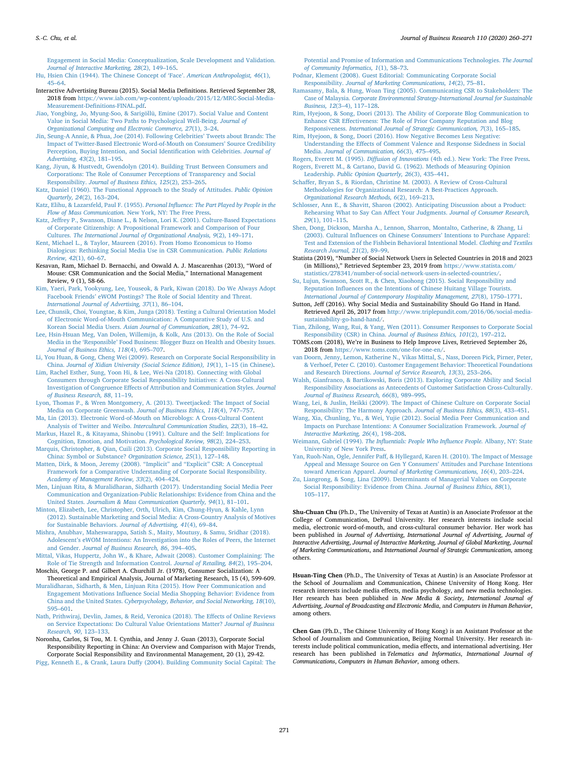Engagement in Social Media: Conceptualization, Scale Development and Validation. *Journal of Interactive Marketing, 28*(2), 149–165.

Hu, Hsien Chin (1944). The Chinese Concept of 'Face'. *American Anthropologist, 46*(1), 45–64.

Interactive Advertising Bureau (2015). Social Media Definitions. Retrieved September 28, 2018 from https://www.iab.com/wp-content/uploads/2015/12/MRC-Social-Media-Measurement-Definitions-FINAL.pdf.

Jiao, Yongbing, Jo, Myung-Soo, & Sarigöllü, Emine (2017). Social Value and Content Value in Social Media: Two Paths to Psychological Well-Being. *Journal of Organizational Computing and Electronic Commerce, 27*(1), 3–24.

Jin, Seung-A Annie, & Phua, Joe (2014). Following Celebrities' Tweets about Brands: The Impact of Twitter-Based Electronic Word-of-Mouth on Consumers' Source Credibility Perception, Buying Intention, and Social Identification with Celebrities. *Journal of Advertising, 43*(2), 181–195.

Kang, Jiyun, & Hustvedt, Gwendolyn (2014). Building Trust Between Consumers and Corporations: The Role of Consumer Perceptions of Transparency and Social Responsibility. *Journal of Business Ethics, 125*(2), 253–265.

Katz, Daniel (1960). The Functional Approach to the Study of Attitudes. *Public Opinion Quarterly, 24*(2), 163–204.

Katz, Elihu, & Lazarsfeld, Paul F. (1955). *Personal Influence: The Part Played by People in the Flow of Mass Communication.* New York, NY: The Free Press.

Katz, Jeffrey P., Swanson, Diane L., & Nelson, Lori K. (2001). Culture-Based Expectations of Corporate Citizenship: A Propositional Framework and Comparison of Four Cultures. *The International Journal of Organizational Analysis, 9*(2), 149–171.

Kent, Michael L., & Taylor, Maureen (2016). From Homo Economicus to Homo Dialogicus: Rethinking Social Media Use in CSR Communication. *Public Relations Review, 42*(1), 60–67.

Kesavan, Ram, Michael D. Bernacchi, and Oswald A. J. Mascarenhas (2013), "Word of Mouse: CSR Communication and the Social Media," International Management Review, 9 (1), 58-66.

Kim, Yaeri, Park, Yookyung, Lee, Youseok, & Park, Kiwan (2018). Do We Always Adopt Facebook Friends' eWOM Postings? The Role of Social Identity and Threat. *International Journal of Advertising, 37*(1), 86–104.

Lee, Chunsik, Choi, Youngtae, & Kim, Junga (2018). Testing a Cultural Orientation Model of Electronic Word-of-Mouth Communication: A Comparative Study of U.S. and Korean Social Media Users. *Asian Journal of Communication, 28*(1), 74–92.

Lee, Hsin-Hsuan Meg, Van Dolen, Willemijn, & Kolk, Ans (2013). On the Role of Social Media in the 'Responsible' Food Business: Blogger Buzz on Health and Obesity Issues. *Journal of Business Ethics, 118*(4), 695–707.

Li, You Huan, & Gong, Cheng Wei (2009). Research on Corporate Social Responsibility in China. *Journal of Xidian University (Social Science Edition), 19*(1), 1–15 (in Chinese).

Lim, Rachel Esther, Sung, Yoon Hi, & Lee, Wei-Na (2018). Connecting with Global Consumers through Corporate Social Responsibility Initiatives: A Cross-Cultural Investigation of Congruence Effects of Attribution and Communication Styles. *Journal of Business Research, 88*, 11–19.

Lyon, Thomas P., & Wren Montgomery, A. (2013). Tweetjacked: The Impact of Social Media on Corporate Greenwash. *Journal of Business Ethics, 118*(4), 747–757.

Ma, Lin (2013). Electronic Word-of-Mouth on Microblogs: A Cross-Cultural Content Analysis of Twitter and Weibo. *Intercultural Communication Studies, 22*(3), 18–42.

Markus, Hazel R., & Kitayama, Shinobu (1991). Culture and the Self: Implications for Cognition, Emotion, and Motivation. *Psychological Review, 98*(2), 224–253.

Marquis, Christopher, & Qian, Cuili (2013). Corporate Social Responsibility Reporting in China: Symbol or Substance? *Organization Science, 25*(1), 127–148.

Matten, Dirk, & Moon, Jeremy (2008). "Implicit" and "Explicit" CSR: A Conceptual Framework for a Comparative Understanding of Corporate Social Responsibility. *Academy of Management Review, 33*(2), 404–424.

Men, Linjuan Rita, & Muralidharan, Sidharth (2017). Understanding Social Media Peer Communication and Organization-Public Relationships: Evidence from China and the United States. *Journalism & Mass Communication Quarterly, 94*(1), 81–101.

Minton, Elizabeth, Lee, Christopher, Orth, Ulrich, Kim, Chung-Hyun, & Kahle, Lynn (2012). Sustainable Marketing and Social Media: A Cross-Country Analysis of Motives for Sustainable Behaviors. *Journal of Advertising, 41*(4), 69–84.

Mishra, Anubhav, Maheswarappa, Satish S., Maity, Moutusy, & Samu, Sridhar (2018). Adolescent's eWOM Intentions: An Investigation into the Roles of Peers, the Internet and Gender. *Journal of Business Research, 86*, 394–405.

Mittal, Vikas, Huppertz, John W., & Khare, Adwait (2008). Customer Complaining: The Role of Tie Strength and Information Control. *Journal of Retailing, 84*(2), 195–204.

Moschis, George P. and Gilbert A. Churchill Jr. (1978), Consumer Socialization: A Theoretical and Empirical Analysis, Journal of Marketing Research, 15 (4), 599-609.

Muralidharan, Sidharth, & Men, Linjuan Rita (2015). How Peer Communication and Engagement Motivations Influence Social Media Shopping Behavior: Evidence from China and the United States. *Cyberpsychology, Behavior, and Social Networking, 18*(10), 595–601.

Nath, Prithwiraj, Devlin, James, & Reid, Veronica (2018). The Effects of Online Reviews on Service Expectations: Do Cultural Value Orientations Matter? *Journal of Business Research, 90*, 123–133.

Noronha, Carlos, Si Tou, M. I. Cynthia, and Jenny J. Guan (2013), Corporate Social Responsibility Reporting in China: An Overview and Comparison with Major Trends, Corporate Social Responsibility and Environmental Management, 20 (1), 29-42.

Pigg, Kenneth E., & Crank, Laura Duffy (2004). Building Community Social Capital: The Potential and Promise of Information and Communications Technologies. *The Journal of Community Informatics, 1*(1), 58–73.

Podnar, Klement (2008). Guest Editorial: Communicating Corporate Social Responsibility. *Journal of Marketing Communications, 14*(2), 75–81.

Ramasamy, Bala, & Hung, Woan Ting (2005). Communicating CSR to Stakeholders: The Case of Malaysia. *Corporate Environmental Strategy-International Journal for Sustainable Business, 12*(3–4), 117–128.

Rim, Hyejoon, & Song, Doori (2013). The Ability of Corporate Blog Communication to Enhance CSR Effectiveness: The Role of Prior Company Reputation and Blog Responsiveness. *International Journal of Strategic Communication, 7*(3), 165–185.

Rim, Hyejoon, & Song, Doori (2016). How Negative Becomes Less Negative: Understanding the Effects of Comment Valence and Response Sidedness in Social Media. *Journal of Communication, 66*(3), 475–495.

Rogers, Everett M. (1995). *Diffusion of Innovations* (4th ed.). New York: The Free Press.

Rogers, Everett M., & Cartano, David G. (1962). Methods of Measuring Opinion Leadership. *Public Opinion Quarterly, 26*(3), 435–441.

Schaffer, Bryan S., & Riordan, Christine M. (2003). A Review of Cross-Cultural Methodologies for Organizational Research: A Best-Practices Approach. *Organizational Research Methods, 6*(2), 169–213.

Schlosser, Ann E., & Shavitt, Sharon (2002). Anticipating Discussion about a Product: Rehearsing What to Say Can Affect Your Judgments. *Journal of Consumer Research, 29*(1), 101–115.

Shen, Dong, Dickson, Marsha A., Lennon, Sharron, Montalto, Catherine, & Zhang, Li (2003). Cultural Influences on Chinese Consumers' Intentions to Purchase Apparel: Test and Extension of the Fishbein Behavioral Intentional Model. *Clothing and Textiles Research Journal, 21*(2), 89–99.

Statista (2019), "Number of Social Network Users in Selected Countries in 2018 and 2023 (in Millions)," Retrieved September 23, 2019 from https://www.statista.com/statistics/278341/number-of-social-network-users-in-selected-countries/.

Su, Lujun, Swanson, Scott R., & Chen, Xiaohong (2015). Social Responsibility and Reputation Influences on the Intentions of Chinese Huitang Village Tourists. *International Journal of Contemporary Hospitality Management, 27*(8), 1750–1771.

Sutton, Jeff (2016). Why Social Media and Sustainability Should Go Hand in Hand. Retrieved April 26, 2017 from http://www.triplepundit.com/2016/06/social-media-sustainability-go-hand-hand/.

Tian, Zhilong, Wang, Rui, & Yang, Wen (2011). Consumer Responses to Corporate Social Responsibility (CSR) in China. *Journal of Business Ethics, 101*(2), 197–212.

TOMS.com (2018), We're in Business to Help Improve Lives, Retrieved September 26, 2018 from https://www.toms.com/one-for-one-en/.

van Doorn, Jenny, Lemon, Katherine N., Vikas Mittal, S., Nass, Doreen Pick, Pirner, Peter, & Verhoef, Peter C. (2010). Customer Engagement Behavior: Theoretical Foundations and Research Directions. *Journal of Service Research, 13*(3), 253–266.

Walsh, Gianfranco, & Bartikowski, Boris (2013). Exploring Corporate Ability and Social Responsibility Associations as Antecedents of Customer Satisfaction Cross-Culturally. *Journal of Business Research, 66*(8), 989–995.

Wang, Lei, & Juslin, Heikki (2009). The Impact of Chinese Culture on Corporate Social Responsibility: The Harmony Approach. *Journal of Business Ethics, 88*(3), 433–451.

Wang, Xia, Chunling, Yu., & Wei, Yujie (2012). Social Media Peer Communication and Impacts on Purchase Intentions: A Consumer Socialization Framework. *Journal of Interactive Marketing, 26*(4), 198–208.

Weimann, Gabriel (1994). *The Influentials: People Who Influence People.* Albany, NY: State University of New York Press.

Yan, Ruoh-Nan, Ogle, Jennifer Paff, & Hyllegard, Karen H. (2010). The Impact of Message Appeal and Message Source on Gen Y Consumers' Attitudes and Purchase Intentions toward American Apparel. *Journal of Marketing Communications, 16*(4), 203–224.

Zu, Liangrong, & Song, Lina (2009). Determinants of Managerial Values on Corporate Social Responsibility: Evidence from China. *Journal of Business Ethics, 88*(1), 105–117.

**Shu-Chuan Chu** (Ph.D., The University of Texas at Austin) is an Associate Professor at the College of Communication, DePaul University. Her research interests include social media, electronic word-of-mouth, and cross-cultural consumer behavior. Her work has been published in *Journal of Advertising*, *International Journal of Advertising*, *Journal of Interactive Advertising*, *Journal of Interactive Marketing*, *Journal of Global Marketing*, *Journal of Marketing Communications*, and *International Journal of Strategic Communication*, among others.

**Hsuan-Ting Chen** (Ph.D., The University of Texas at Austin) is an Associate Professor at the School of Journalism and Communication, Chinese University of Hong Kong. Her research interests include media effects, media psychology, and new media technologies. Her research has been published in *New Media & Society*, *International Journal of Advertising*, *Journal of Broadcasting and Electronic Media*, and *Computers in Human Behavior*, among others.

**Chen Gan** (Ph.D., The Chinese University of Hong Kong) is an Assistant Professor at the School of Journalism and Communication, Beijing Normal University. Her research interests include political communication, media effects, and international advertising. Her research has been published in *Telematics and Informatics*, *International Journal of Communications*, *Computers in Human Behavior*, among others.